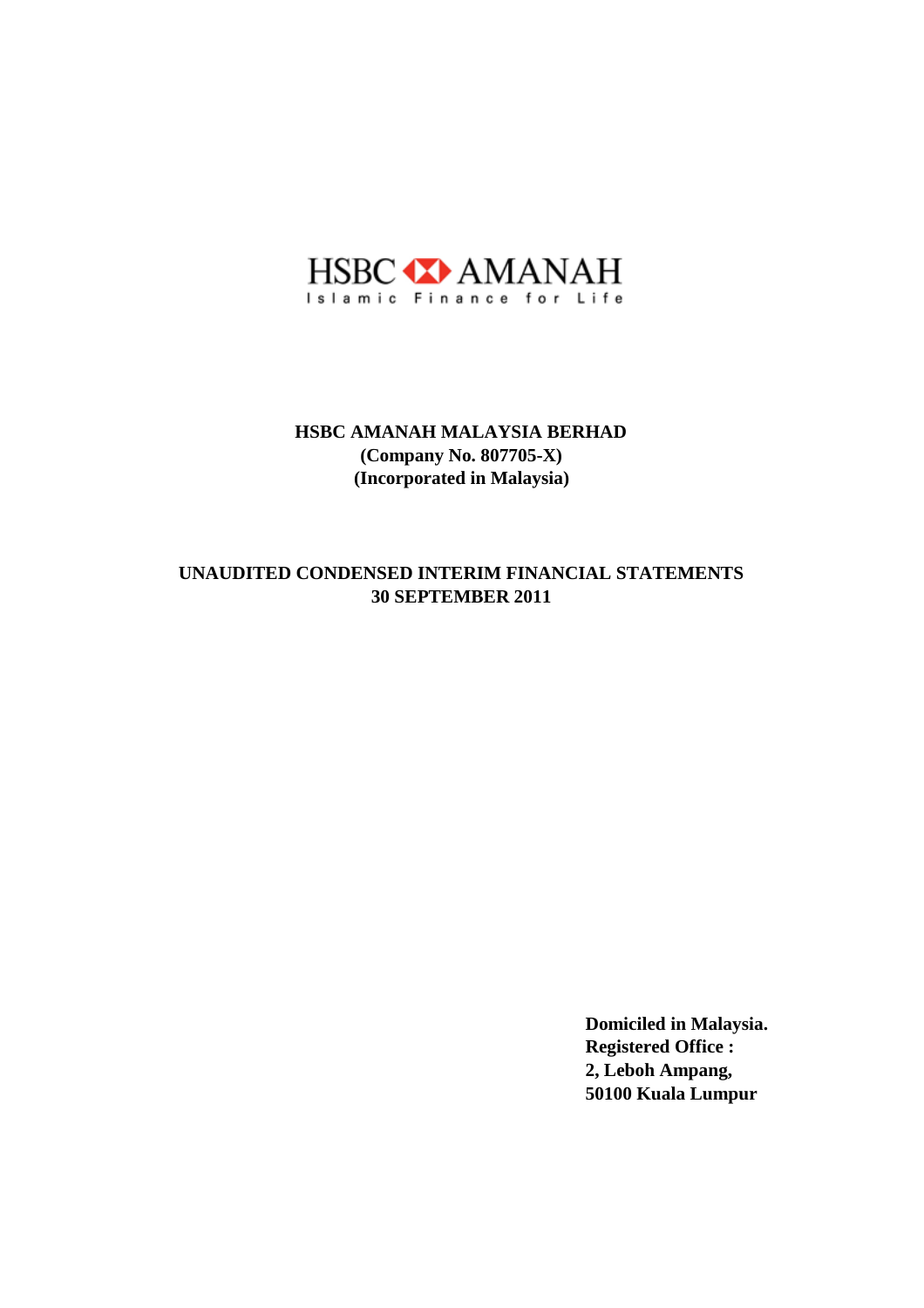HSBC AMANAH

Islamic Finance for Life

**HSBC AMANAH MALAYSIA BERHAD**
**(Company No. 807705-X)**
**(Incorporated in Malaysia)**

**UNAUDITED CONDENSED INTERIM FINANCIAL STATEMENTS**
**30 SEPTEMBER 2011**

**Domiciled in Malaysia.**
**Registered Office :**
**2, Leboh Ampang,**
**50100 Kuala Lumpur**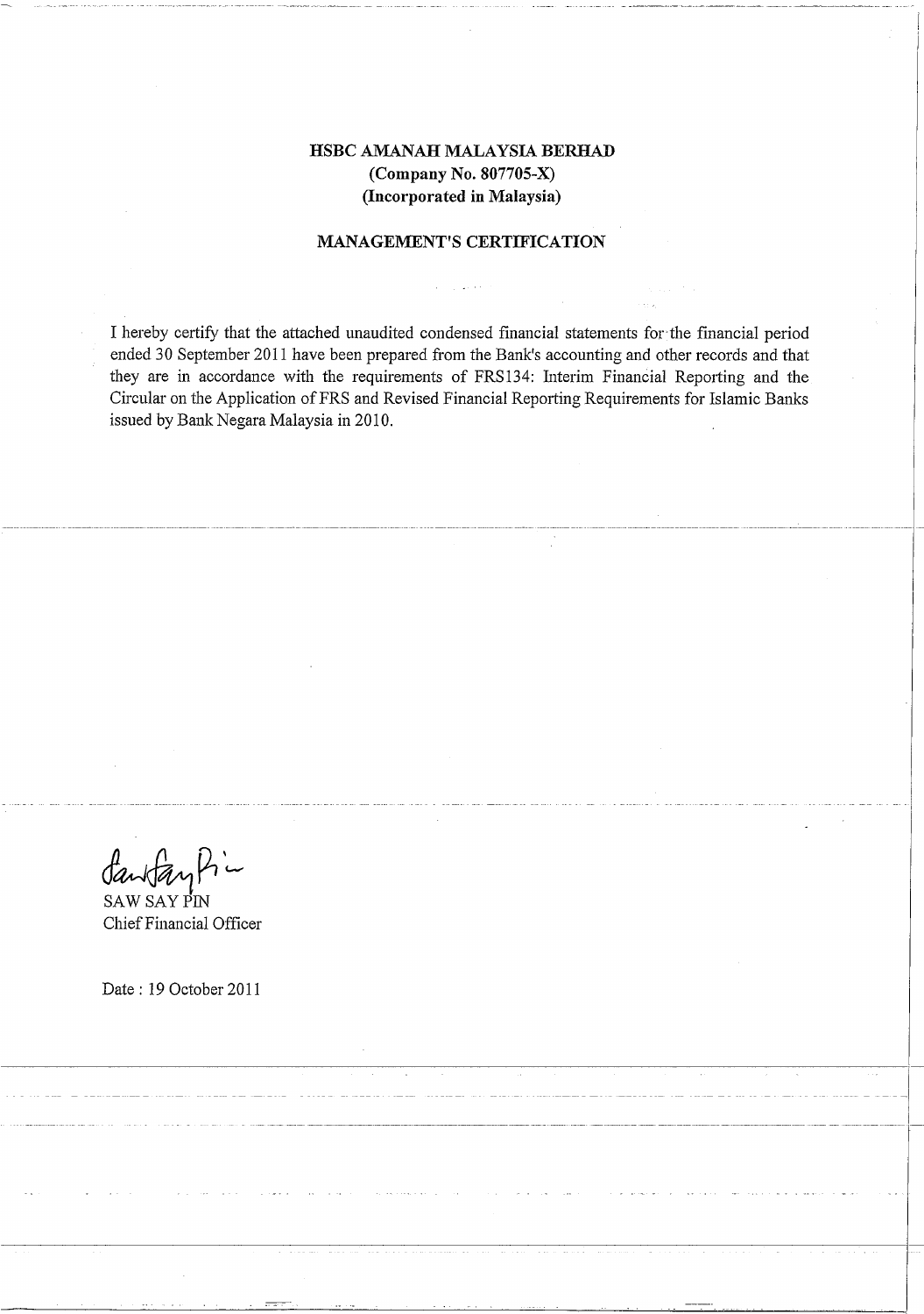**HSBC AMANAH MALAYSIA BERHAD**
**(Company No. 807705-X)**
**(Incorporated in Malaysia)**

## MANAGEMENT'S CERTIFICATION

I hereby certify that the attached unaudited condensed financial statements for the financial period ended 30 September 2011 have been prepared from the Bank's accounting and other records and that they are in accordance with the requirements of FRS134: Interim Financial Reporting and the Circular on the Application of FRS and Revised Financial Reporting Requirements for Islamic Banks issued by Bank Negara Malaysia in 2010.

SAW SAY PIN
Chief Financial Officer

Date : 19 October 2011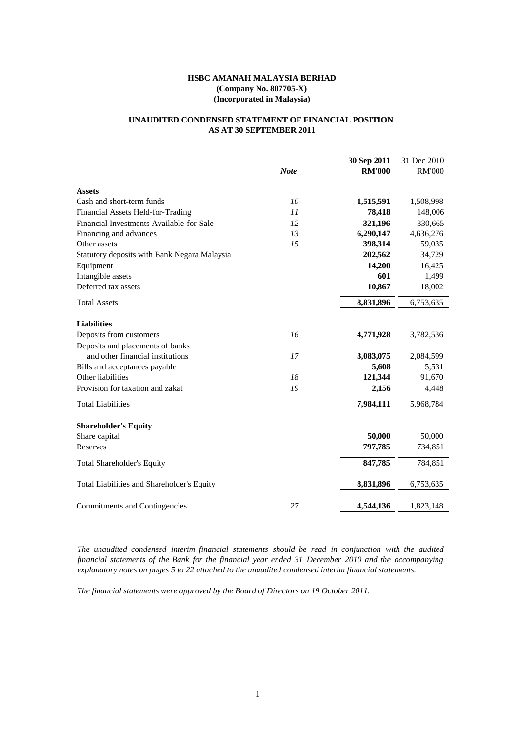**HSBC AMANAH MALAYSIA BERHAD**
**(Company No. 807705-X)**
**(Incorporated in Malaysia)**

**UNAUDITED CONDENSED STATEMENT OF FINANCIAL POSITION**
**AS AT 30 SEPTEMBER 2011**

| | *Note* | **30 Sep 2011 RM'000** | 31 Dec 2010 RM'000 |
|---|---|---|---|
| **Assets** | | | |
| Cash and short-term funds | *10* | **1,515,591** | 1,508,998 |
| Financial Assets Held-for-Trading | *11* | **78,418** | 148,006 |
| Financial Investments Available-for-Sale | *12* | **321,196** | 330,665 |
| Financing and advances | *13* | **6,290,147** | 4,636,276 |
| Other assets | *15* | **398,314** | 59,035 |
| Statutory deposits with Bank Negara Malaysia | | **202,562** | 34,729 |
| Equipment | | **14,200** | 16,425 |
| Intangible assets | | **601** | 1,499 |
| Deferred tax assets | | **10,867** | 18,002 |
| Total Assets | | **8,831,896** | 6,753,635 |
| **Liabilities** | | | |
| Deposits from customers | *16* | **4,771,928** | 3,782,536 |
| Deposits and placements of banks and other financial institutions | *17* | **3,083,075** | 2,084,599 |
| Bills and acceptances payable | | **5,608** | 5,531 |
| Other liabilities | *18* | **121,344** | 91,670 |
| Provision for taxation and zakat | *19* | **2,156** | 4,448 |
| Total Liabilities | | **7,984,111** | 5,968,784 |
| **Shareholder's Equity** | | | |
| Share capital | | **50,000** | 50,000 |
| Reserves | | **797,785** | 734,851 |
| Total Shareholder's Equity | | **847,785** | 784,851 |
| Total Liabilities and Shareholder's Equity | | **8,831,896** | 6,753,635 |
| Commitments and Contingencies | *27* | **4,544,136** | 1,823,148 |

*The unaudited condensed interim financial statements should be read in conjunction with the audited financial statements of the Bank for the financial year ended 31 December 2010 and the accompanying explanatory notes on pages 5 to 22 attached to the unaudited condensed interim financial statements.*

*The financial statements were approved by the Board of Directors on 19 October 2011.*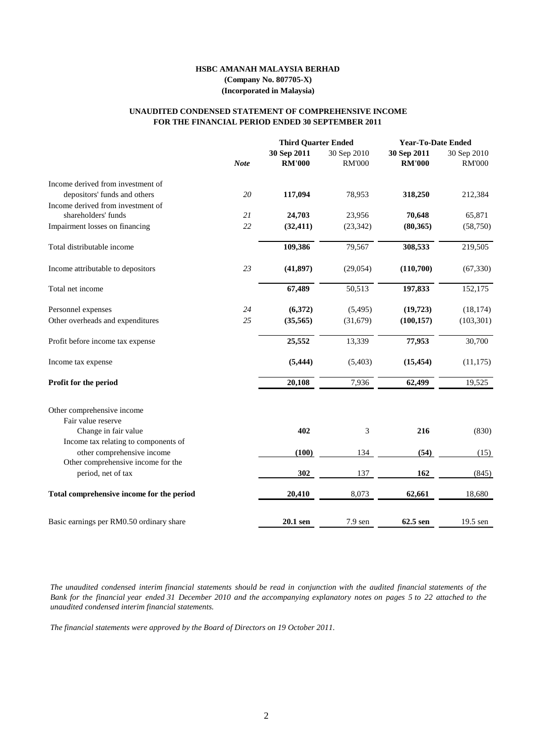**HSBC AMANAH MALAYSIA BERHAD**
**(Company No. 807705-X)**
**(Incorporated in Malaysia)**

**UNAUDITED CONDENSED STATEMENT OF COMPREHENSIVE INCOME**
**FOR THE FINANCIAL PERIOD ENDED 30 SEPTEMBER 2011**

| | | Third Quarter Ended | | Year-To-Date Ended | |
|---|---|---|---|---|---|
| | *Note* | **30 Sep 2011** | 30 Sep 2010 | **30 Sep 2011** | 30 Sep 2010 |
| | | **RM'000** | RM'000 | **RM'000** | RM'000 |
| Income derived from investment of depositors' funds and others | *20* | **117,094** | 78,953 | **318,250** | 212,384 |
| Income derived from investment of shareholders' funds | *21* | **24,703** | 23,956 | **70,648** | 65,871 |
| Impairment losses on financing | *22* | **(32,411)** | (23,342) | **(80,365)** | (58,750) |
| Total distributable income | | **109,386** | 79,567 | **308,533** | 219,505 |
| Income attributable to depositors | *23* | **(41,897)** | (29,054) | **(110,700)** | (67,330) |
| Total net income | | **67,489** | 50,513 | **197,833** | 152,175 |
| Personnel expenses | *24* | **(6,372)** | (5,495) | **(19,723)** | (18,174) |
| Other overheads and expenditures | *25* | **(35,565)** | (31,679) | **(100,157)** | (103,301) |
| Profit before income tax expense | | **25,552** | 13,339 | **77,953** | 30,700 |
| Income tax expense | | **(5,444)** | (5,403) | **(15,454)** | (11,175) |
| **Profit for the period** | | **20,108** | 7,936 | **62,499** | 19,525 |
| Other comprehensive income | | | | | |
| Fair value reserve | | | | | |
| Change in fair value | | **402** | 3 | **216** | (830) |
| Income tax relating to components of other comprehensive income | | **(100)** | 134 | **(54)** | (15) |
| Other comprehensive income for the period, net of tax | | **302** | 137 | **162** | (845) |
| **Total comprehensive income for the period** | | **20,410** | 8,073 | **62,661** | 18,680 |
| Basic earnings per RM0.50 ordinary share | | **20.1 sen** | 7.9 sen | **62.5 sen** | 19.5 sen |

*The unaudited condensed interim financial statements should be read in conjunction with the audited financial statements of the Bank for the financial year ended 31 December 2010 and the accompanying explanatory notes on pages 5 to 22 attached to the unaudited condensed interim financial statements.*

*The financial statements were approved by the Board of Directors on 19 October 2011.*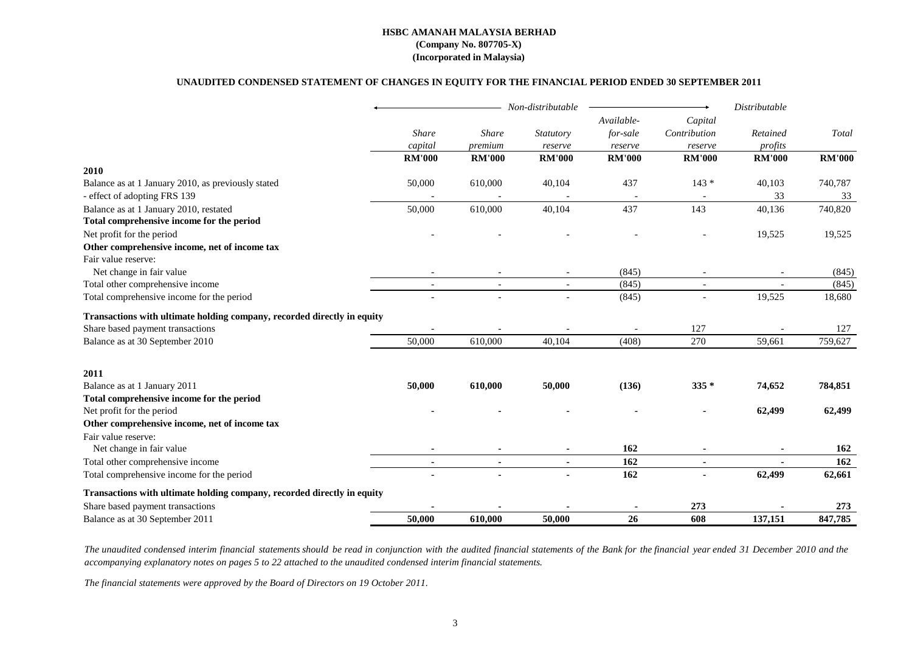**HSBC AMANAH MALAYSIA BERHAD**
**(Company No. 807705-X)**
**(Incorporated in Malaysia)**

**UNAUDITED CONDENSED STATEMENT OF CHANGES IN EQUITY FOR THE FINANCIAL PERIOD ENDED 30 SEPTEMBER 2011**

| | *Non-distributable* | | | | | *Distributable* | |
|---|---|---|---|---|---|---|---|
| | *Share capital* | *Share premium* | *Statutory reserve* | *Available-for-sale reserve* | *Capital Contribution reserve* | *Retained profits* | *Total* |
| | **RM'000** | **RM'000** | **RM'000** | **RM'000** | **RM'000** | **RM'000** | **RM'000** |
| **2010** | | | | | | | |
| Balance as at 1 January 2010, as previously stated | 50,000 | 610,000 | 40,104 | 437 | 143 * | 40,103 | 740,787 |
| - effect of adopting FRS 139 | - | - | - | - | - | 33 | 33 |
| Balance as at 1 January 2010, restated | 50,000 | 610,000 | 40,104 | 437 | 143 | 40,136 | 740,820 |
| **Total comprehensive income for the period** | | | | | | | |
| Net profit for the period | - | - | - | - | - | 19,525 | 19,525 |
| **Other comprehensive income, net of income tax** | | | | | | | |
| Fair value reserve: | | | | | | | |
| Net change in fair value | - | - | - | (845) | - | - | (845) |
| Total other comprehensive income | - | - | - | (845) | - | - | (845) |
| Total comprehensive income for the period | - | - | - | (845) | - | 19,525 | 18,680 |
| **Transactions with ultimate holding company, recorded directly in equity** | | | | | | | |
| Share based payment transactions | - | - | - | - | 127 | - | 127 |
| Balance as at 30 September 2010 | 50,000 | 610,000 | 40,104 | (408) | 270 | 59,661 | 759,627 |
| | | | | | | | |
| **2011** | | | | | | | |
| Balance as at 1 January 2011 | **50,000** | **610,000** | **50,000** | **(136)** | **335 *** | **74,652** | **784,851** |
| **Total comprehensive income for the period** | | | | | | | |
| Net profit for the period | **-** | **-** | **-** | **-** | **-** | **62,499** | **62,499** |
| **Other comprehensive income, net of income tax** | | | | | | | |
| Fair value reserve: | | | | | | | |
| Net change in fair value | **-** | **-** | **-** | **162** | **-** | **-** | **162** |
| Total other comprehensive income | **-** | **-** | **-** | **162** | **-** | **-** | **162** |
| Total comprehensive income for the period | **-** | **-** | **-** | **162** | **-** | **62,499** | **62,661** |
| **Transactions with ultimate holding company, recorded directly in equity** | | | | | | | |
| Share based payment transactions | **-** | **-** | **-** | **-** | **273** | **-** | **273** |
| Balance as at 30 September 2011 | **50,000** | **610,000** | **50,000** | **26** | **608** | **137,151** | **847,785** |

*The unaudited condensed interim financial statements should be read in conjunction with the audited financial statements of the Bank for the financial year ended 31 December 2010 and the accompanying explanatory notes on pages 5 to 22 attached to the unaudited condensed interim financial statements.*

*The financial statements were approved by the Board of Directors on 19 October 2011.*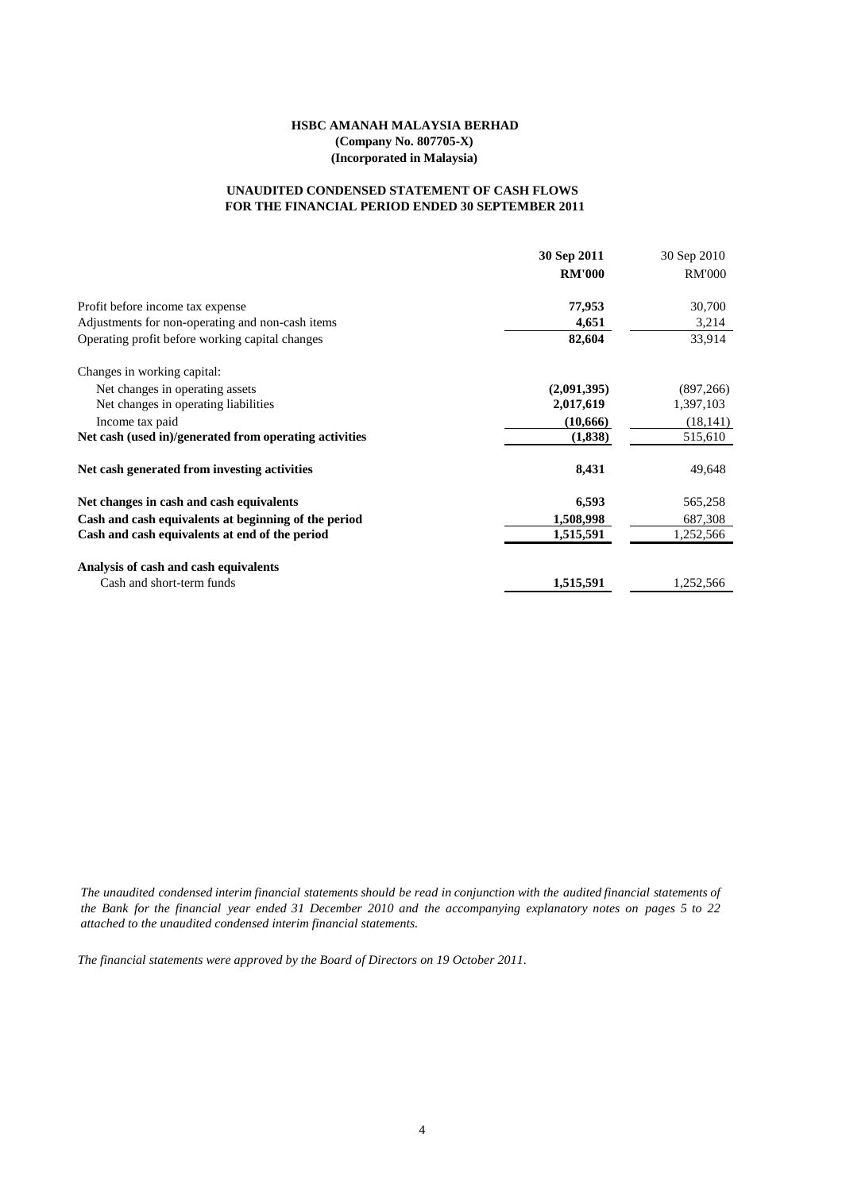**HSBC AMANAH MALAYSIA BERHAD**
**(Company No. 807705-X)**
**(Incorporated in Malaysia)**

**UNAUDITED CONDENSED STATEMENT OF CASH FLOWS**
**FOR THE FINANCIAL PERIOD ENDED 30 SEPTEMBER 2011**

| | **30 Sep 2011** | 30 Sep 2010 |
|---|---|---|
| | **RM'000** | RM'000 |
| Profit before income tax expense | **77,953** | 30,700 |
| Adjustments for non-operating and non-cash items | **4,651** | 3,214 |
| Operating profit before working capital changes | **82,604** | 33,914 |
| Changes in working capital: | | |
| Net changes in operating assets | **(2,091,395)** | (897,266) |
| Net changes in operating liabilities | **2,017,619** | 1,397,103 |
| Income tax paid | **(10,666)** | (18,141) |
| **Net cash (used in)/generated from operating activities** | **(1,838)** | 515,610 |
| **Net cash generated from investing activities** | **8,431** | 49,648 |
| **Net changes in cash and cash equivalents** | **6,593** | 565,258 |
| **Cash and cash equivalents at beginning of the period** | **1,508,998** | 687,308 |
| **Cash and cash equivalents at end of the period** | **1,515,591** | 1,252,566 |
| **Analysis of cash and cash equivalents** | | |
| Cash and short-term funds | **1,515,591** | 1,252,566 |

*The unaudited condensed interim financial statements should be read in conjunction with the audited financial statements of the Bank for the financial year ended 31 December 2010 and the accompanying explanatory notes on pages 5 to 22 attached to the unaudited condensed interim financial statements.*

*The financial statements were approved by the Board of Directors on 19 October 2011.*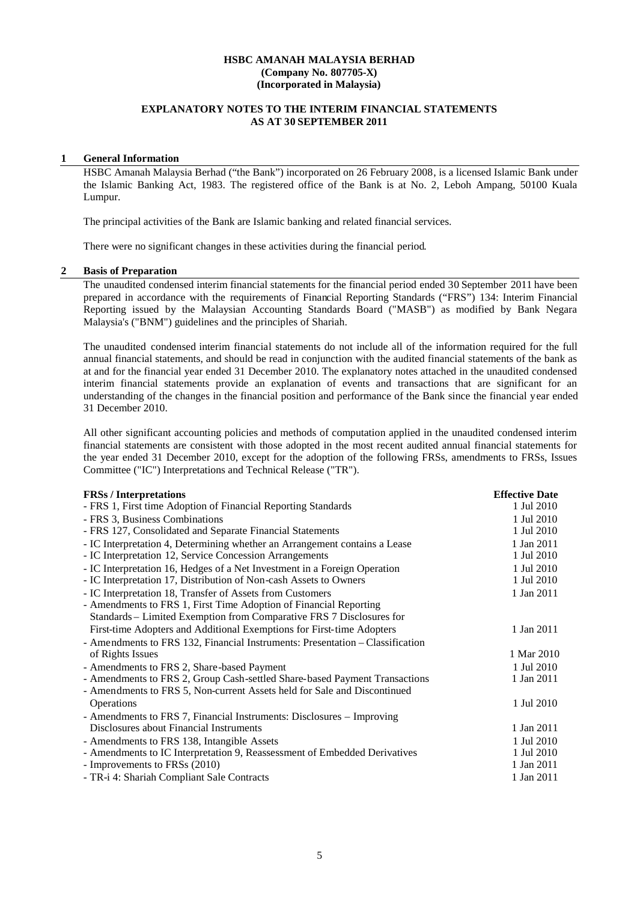**HSBC AMANAH MALAYSIA BERHAD**
**(Company No. 807705-X)**
**(Incorporated in Malaysia)**

**EXPLANATORY NOTES TO THE INTERIM FINANCIAL STATEMENTS**
**AS AT 30 SEPTEMBER 2011**

## 1 General Information

HSBC Amanah Malaysia Berhad ("the Bank") incorporated on 26 February 2008, is a licensed Islamic Bank under the Islamic Banking Act, 1983. The registered office of the Bank is at No. 2, Leboh Ampang, 50100 Kuala Lumpur.

The principal activities of the Bank are Islamic banking and related financial services.

There were no significant changes in these activities during the financial period.

## 2 Basis of Preparation

The unaudited condensed interim financial statements for the financial period ended 30 September 2011 have been prepared in accordance with the requirements of Financial Reporting Standards ("FRS") 134: Interim Financial Reporting issued by the Malaysian Accounting Standards Board ("MASB") as modified by Bank Negara Malaysia's ("BNM") guidelines and the principles of Shariah.

The unaudited condensed interim financial statements do not include all of the information required for the full annual financial statements, and should be read in conjunction with the audited financial statements of the bank as at and for the financial year ended 31 December 2010. The explanatory notes attached in the unaudited condensed interim financial statements provide an explanation of events and transactions that are significant for an understanding of the changes in the financial position and performance of the Bank since the financial year ended 31 December 2010.

All other significant accounting policies and methods of computation applied in the unaudited condensed interim financial statements are consistent with those adopted in the most recent audited annual financial statements for the year ended 31 December 2010, except for the adoption of the following FRSs, amendments to FRSs, Issues Committee ("IC") Interpretations and Technical Release ("TR").

| FRSs / Interpretations | Effective Date |
|---|---|
| - FRS 1, First time Adoption of Financial Reporting Standards | 1 Jul 2010 |
| - FRS 3, Business Combinations | 1 Jul 2010 |
| - FRS 127, Consolidated and Separate Financial Statements | 1 Jul 2010 |
| - IC Interpretation 4, Determining whether an Arrangement contains a Lease | 1 Jan 2011 |
| - IC Interpretation 12, Service Concession Arrangements | 1 Jul 2010 |
| - IC Interpretation 16, Hedges of a Net Investment in a Foreign Operation | 1 Jul 2010 |
| - IC Interpretation 17, Distribution of Non-cash Assets to Owners | 1 Jul 2010 |
| - IC Interpretation 18, Transfer of Assets from Customers | 1 Jan 2011 |
| - Amendments to FRS 1, First Time Adoption of Financial Reporting Standards – Limited Exemption from Comparative FRS 7 Disclosures for First-time Adopters and Additional Exemptions for First-time Adopters | 1 Jan 2011 |
| - Amendments to FRS 132, Financial Instruments: Presentation – Classification of Rights Issues | 1 Mar 2010 |
| - Amendments to FRS 2, Share-based Payment | 1 Jul 2010 |
| - Amendments to FRS 2, Group Cash-settled Share-based Payment Transactions | 1 Jan 2011 |
| - Amendments to FRS 5, Non-current Assets held for Sale and Discontinued Operations | 1 Jul 2010 |
| - Amendments to FRS 7, Financial Instruments: Disclosures – Improving Disclosures about Financial Instruments | 1 Jan 2011 |
| - Amendments to FRS 138, Intangible Assets | 1 Jul 2010 |
| - Amendments to IC Interpretation 9, Reassessment of Embedded Derivatives | 1 Jul 2010 |
| - Improvements to FRSs (2010) | 1 Jan 2011 |
| - TR-i 4: Shariah Compliant Sale Contracts | 1 Jan 2011 |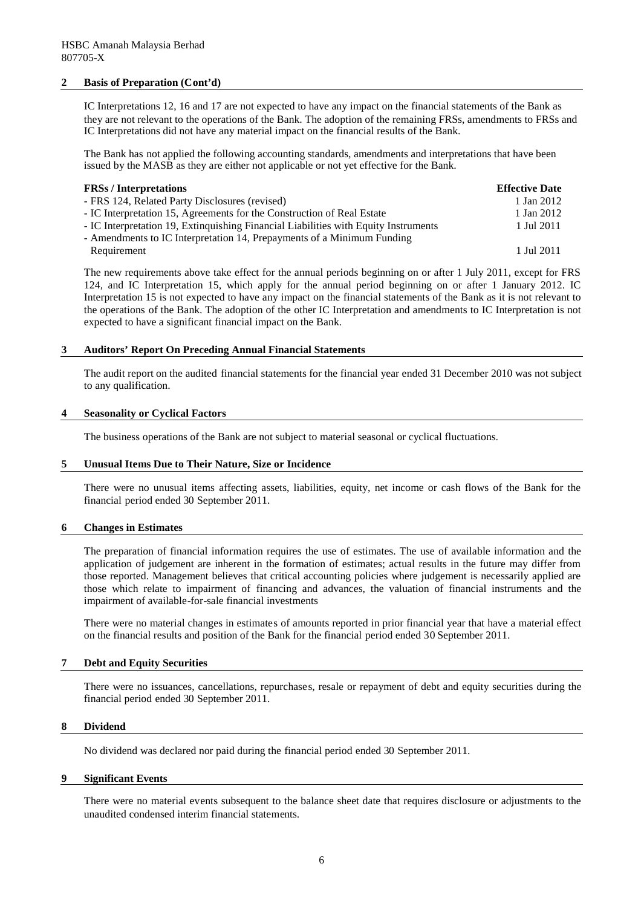## 2 Basis of Preparation (Cont'd)

IC Interpretations 12, 16 and 17 are not expected to have any impact on the financial statements of the Bank as they are not relevant to the operations of the Bank. The adoption of the remaining FRSs, amendments to FRSs and IC Interpretations did not have any material impact on the financial results of the Bank.

The Bank has not applied the following accounting standards, amendments and interpretations that have been issued by the MASB as they are either not applicable or not yet effective for the Bank.

| FRSs / Interpretations | Effective Date |
|---|---|
| - FRS 124, Related Party Disclosures (revised) | 1 Jan 2012 |
| - IC Interpretation 15, Agreements for the Construction of Real Estate | 1 Jan 2012 |
| - IC Interpretation 19, Extinquishing Financial Liabilities with Equity Instruments | 1 Jul 2011 |
| - Amendments to IC Interpretation 14, Prepayments of a Minimum Funding Requirement | 1 Jul 2011 |

The new requirements above take effect for the annual periods beginning on or after 1 July 2011, except for FRS 124, and IC Interpretation 15, which apply for the annual period beginning on or after 1 January 2012. IC Interpretation 15 is not expected to have any impact on the financial statements of the Bank as it is not relevant to the operations of the Bank. The adoption of the other IC Interpretation and amendments to IC Interpretation is not expected to have a significant financial impact on the Bank.

## 3 Auditors' Report On Preceding Annual Financial Statements

The audit report on the audited financial statements for the financial year ended 31 December 2010 was not subject to any qualification.

## 4 Seasonality or Cyclical Factors

The business operations of the Bank are not subject to material seasonal or cyclical fluctuations.

## 5 Unusual Items Due to Their Nature, Size or Incidence

There were no unusual items affecting assets, liabilities, equity, net income or cash flows of the Bank for the financial period ended 30 September 2011.

## 6 Changes in Estimates

The preparation of financial information requires the use of estimates. The use of available information and the application of judgement are inherent in the formation of estimates; actual results in the future may differ from those reported. Management believes that critical accounting policies where judgement is necessarily applied are those which relate to impairment of financing and advances, the valuation of financial instruments and the impairment of available-for-sale financial investments

There were no material changes in estimates of amounts reported in prior financial year that have a material effect on the financial results and position of the Bank for the financial period ended 30 September 2011.

## 7 Debt and Equity Securities

There were no issuances, cancellations, repurchases, resale or repayment of debt and equity securities during the financial period ended 30 September 2011.

## 8 Dividend

No dividend was declared nor paid during the financial period ended 30 September 2011.

## 9 Significant Events

There were no material events subsequent to the balance sheet date that requires disclosure or adjustments to the unaudited condensed interim financial statements.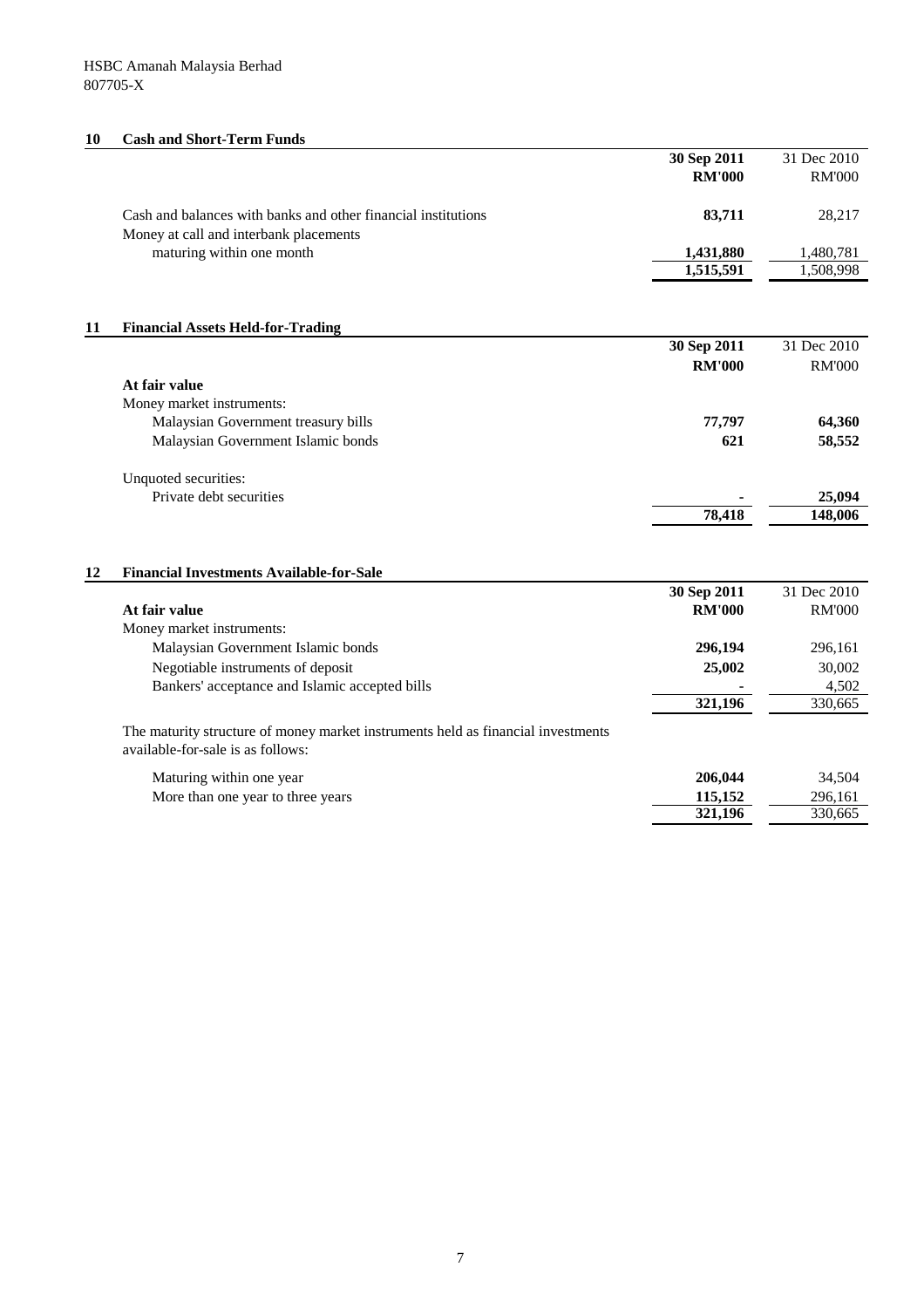HSBC Amanah Malaysia Berhad
807705-X

## 10 Cash and Short-Term Funds

| | 30 Sep 2011 RM'000 | 31 Dec 2010 RM'000 |
|---|---|---|
| Cash and balances with banks and other financial institutions | **83,711** | 28,217 |
| Money at call and interbank placements maturing within one month | **1,431,880** | 1,480,781 |
| | **1,515,591** | 1,508,998 |

## 11 Financial Assets Held-for-Trading

| | 30 Sep 2011 RM'000 | 31 Dec 2010 RM'000 |
|---|---|---|
| **At fair value** | | |
| Money market instruments: | | |
| Malaysian Government treasury bills | **77,797** | **64,360** |
| Malaysian Government Islamic bonds | **621** | **58,552** |
| | | |
| Unquoted securities: | | |
| Private debt securities | **-** | **25,094** |
| | **78,418** | **148,006** |

## 12 Financial Investments Available-for-Sale

| | 30 Sep 2011 RM'000 | 31 Dec 2010 RM'000 |
|---|---|---|
| **At fair value** | | |
| Money market instruments: | | |
| Malaysian Government Islamic bonds | **296,194** | 296,161 |
| Negotiable instruments of deposit | **25,002** | 30,002 |
| Bankers' acceptance and Islamic accepted bills | **-** | 4,502 |
| | **321,196** | 330,665 |

The maturity structure of money market instruments held as financial investments available-for-sale is as follows:

| | 30 Sep 2011 RM'000 | 31 Dec 2010 RM'000 |
|---|---|---|
| Maturing within one year | **206,044** | 34,504 |
| More than one year to three years | **115,152** | 296,161 |
| | **321,196** | 330,665 |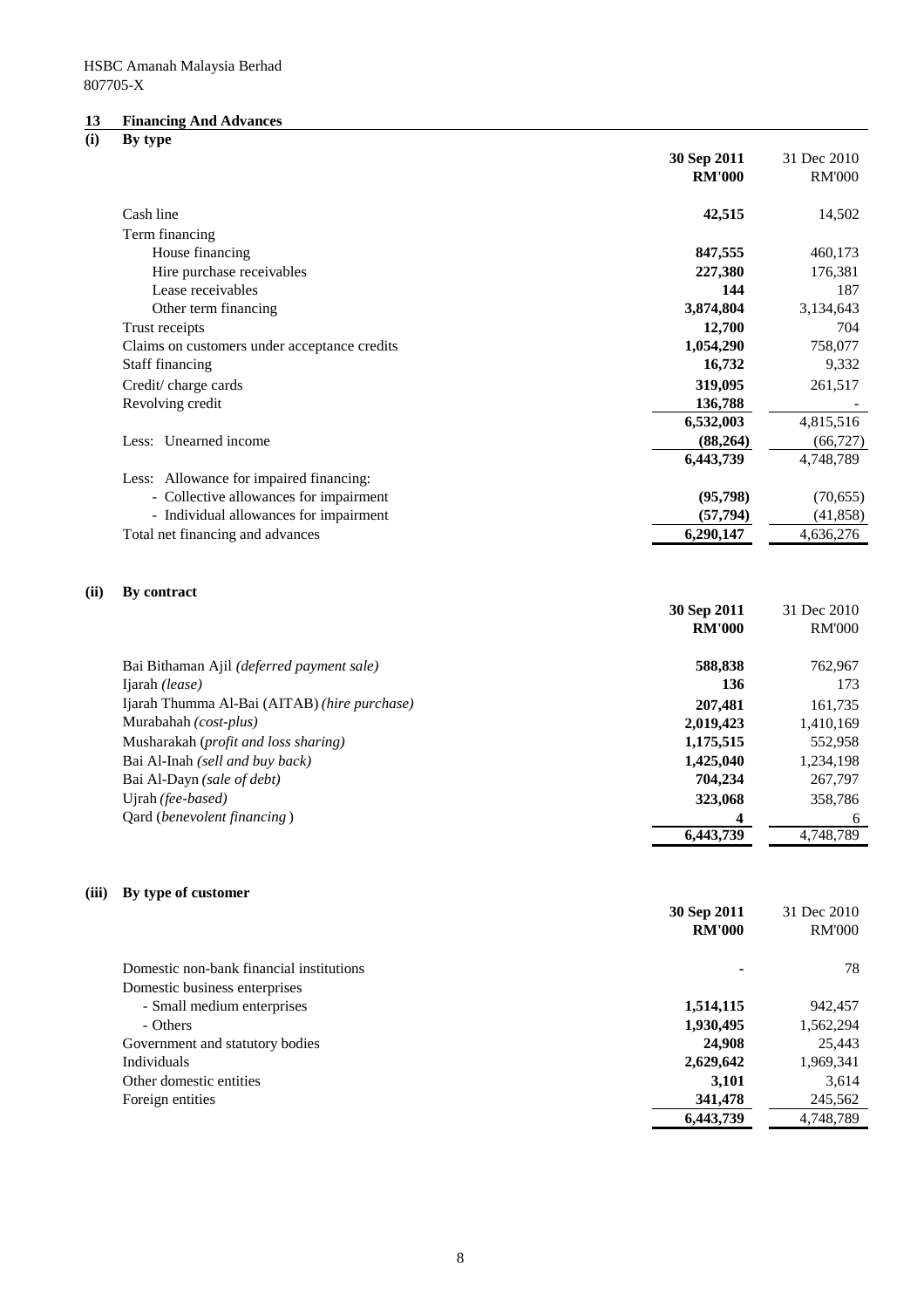HSBC Amanah Malaysia Berhad
807705-X

## 13 Financing And Advances

### (i) By type

| | 30 Sep 2011 RM'000 | 31 Dec 2010 RM'000 |
|---|---|---|
| Cash line | **42,515** | 14,502 |
| Term financing | | |
| House financing | **847,555** | 460,173 |
| Hire purchase receivables | **227,380** | 176,381 |
| Lease receivables | **144** | 187 |
| Other term financing | **3,874,804** | 3,134,643 |
| Trust receipts | **12,700** | 704 |
| Claims on customers under acceptance credits | **1,054,290** | 758,077 |
| Staff financing | **16,732** | 9,332 |
| Credit/ charge cards | **319,095** | 261,517 |
| Revolving credit | **136,788** | - |
| | **6,532,003** | 4,815,516 |
| Less: Unearned income | **(88,264)** | (66,727) |
| | **6,443,739** | 4,748,789 |
| Less: Allowance for impaired financing: | | |
| - Collective allowances for impairment | **(95,798)** | (70,655) |
| - Individual allowances for impairment | **(57,794)** | (41,858) |
| Total net financing and advances | **6,290,147** | 4,636,276 |

### (ii) By contract

| | 30 Sep 2011 RM'000 | 31 Dec 2010 RM'000 |
|---|---|---|
| Bai Bithaman Ajil *(deferred payment sale)* | **588,838** | 762,967 |
| Ijarah *(lease)* | **136** | 173 |
| Ijarah Thumma Al-Bai (AITAB) *(hire purchase)* | **207,481** | 161,735 |
| Murabahah *(cost-plus)* | **2,019,423** | 1,410,169 |
| Musharakah *(profit and loss sharing)* | **1,175,515** | 552,958 |
| Bai Al-Inah *(sell and buy back)* | **1,425,040** | 1,234,198 |
| Bai Al-Dayn *(sale of debt)* | **704,234** | 267,797 |
| Ujrah *(fee-based)* | **323,068** | 358,786 |
| Qard (*benevolent financing*) | **4** | 6 |
| | **6,443,739** | 4,748,789 |

### (iii) By type of customer

| | 30 Sep 2011 RM'000 | 31 Dec 2010 RM'000 |
|---|---|---|
| Domestic non-bank financial institutions | **-** | 78 |
| Domestic business enterprises | | |
| - Small medium enterprises | **1,514,115** | 942,457 |
| - Others | **1,930,495** | 1,562,294 |
| Government and statutory bodies | **24,908** | 25,443 |
| Individuals | **2,629,642** | 1,969,341 |
| Other domestic entities | **3,101** | 3,614 |
| Foreign entities | **341,478** | 245,562 |
| | **6,443,739** | 4,748,789 |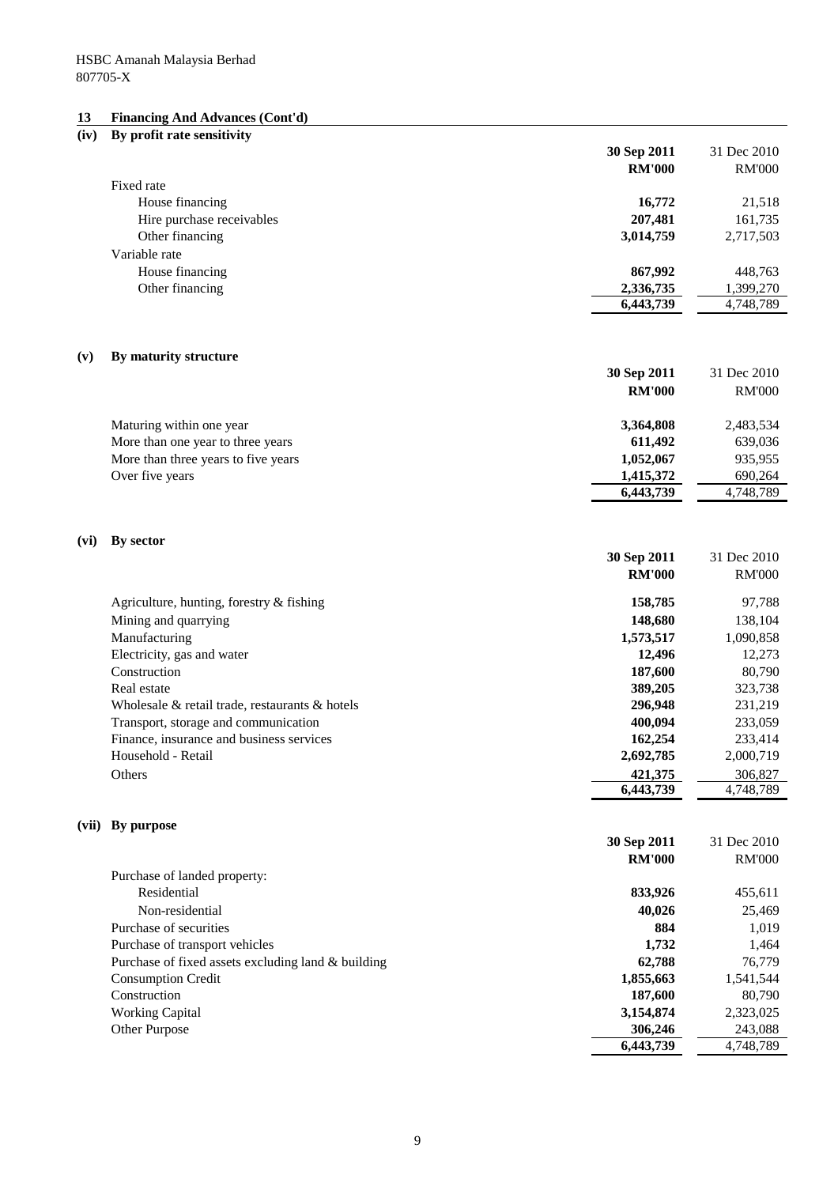HSBC Amanah Malaysia Berhad
807705-X

## 13 Financing And Advances (Cont'd)

### (iv) By profit rate sensitivity

| | 30 Sep 2011 RM'000 | 31 Dec 2010 RM'000 |
|---|---|---|
| Fixed rate | | |
| House financing | **16,772** | 21,518 |
| Hire purchase receivables | **207,481** | 161,735 |
| Other financing | **3,014,759** | 2,717,503 |
| Variable rate | | |
| House financing | **867,992** | 448,763 |
| Other financing | **2,336,735** | 1,399,270 |
| | **6,443,739** | 4,748,789 |

### (v) By maturity structure

| | 30 Sep 2011 RM'000 | 31 Dec 2010 RM'000 |
|---|---|---|
| Maturing within one year | **3,364,808** | 2,483,534 |
| More than one year to three years | **611,492** | 639,036 |
| More than three years to five years | **1,052,067** | 935,955 |
| Over five years | **1,415,372** | 690,264 |
| | **6,443,739** | 4,748,789 |

### (vi) By sector

| | 30 Sep 2011 RM'000 | 31 Dec 2010 RM'000 |
|---|---|---|
| Agriculture, hunting, forestry & fishing | **158,785** | 97,788 |
| Mining and quarrying | **148,680** | 138,104 |
| Manufacturing | **1,573,517** | 1,090,858 |
| Electricity, gas and water | **12,496** | 12,273 |
| Construction | **187,600** | 80,790 |
| Real estate | **389,205** | 323,738 |
| Wholesale & retail trade, restaurants & hotels | **296,948** | 231,219 |
| Transport, storage and communication | **400,094** | 233,059 |
| Finance, insurance and business services | **162,254** | 233,414 |
| Household - Retail | **2,692,785** | 2,000,719 |
| Others | **421,375** | 306,827 |
| | **6,443,739** | 4,748,789 |

### (vii) By purpose

| | 30 Sep 2011 RM'000 | 31 Dec 2010 RM'000 |
|---|---|---|
| Purchase of landed property: | | |
| Residential | **833,926** | 455,611 |
| Non-residential | **40,026** | 25,469 |
| Purchase of securities | **884** | 1,019 |
| Purchase of transport vehicles | **1,732** | 1,464 |
| Purchase of fixed assets excluding land & building | **62,788** | 76,779 |
| Consumption Credit | **1,855,663** | 1,541,544 |
| Construction | **187,600** | 80,790 |
| Working Capital | **3,154,874** | 2,323,025 |
| Other Purpose | **306,246** | 243,088 |
| | **6,443,739** | 4,748,789 |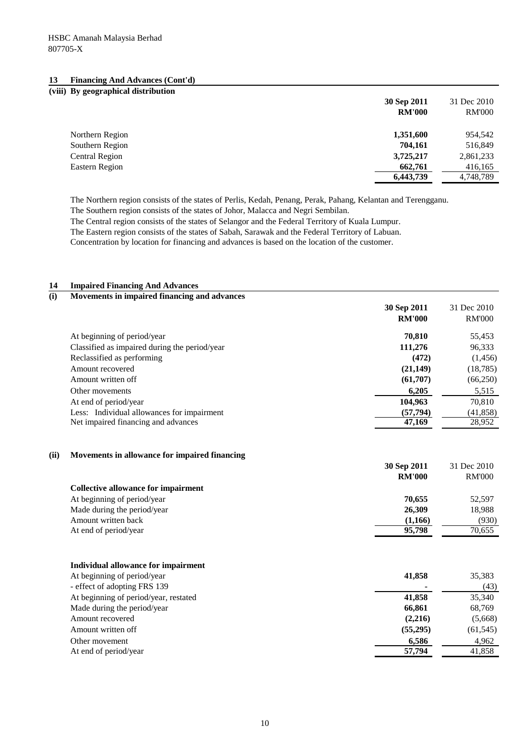HSBC Amanah Malaysia Berhad
807705-X

## 13 Financing And Advances (Cont'd)

### (viii) By geographical distribution

| | 30 Sep 2011 RM'000 | 31 Dec 2010 RM'000 |
|---|---|---|
| Northern Region | **1,351,600** | 954,542 |
| Southern Region | **704,161** | 516,849 |
| Central Region | **3,725,217** | 2,861,233 |
| Eastern Region | **662,761** | 416,165 |
| | **6,443,739** | 4,748,789 |

The Northern region consists of the states of Perlis, Kedah, Penang, Perak, Pahang, Kelantan and Terengganu.
The Southern region consists of the states of Johor, Malacca and Negri Sembilan.
The Central region consists of the states of Selangor and the Federal Territory of Kuala Lumpur.
The Eastern region consists of the states of Sabah, Sarawak and the Federal Territory of Labuan.
Concentration by location for financing and advances is based on the location of the customer.

## 14 Impaired Financing And Advances

### (i) Movements in impaired financing and advances

| | 30 Sep 2011 RM'000 | 31 Dec 2010 RM'000 |
|---|---|---|
| At beginning of period/year | **70,810** | 55,453 |
| Classified as impaired during the period/year | **111,276** | 96,333 |
| Reclassified as performing | **(472)** | (1,456) |
| Amount recovered | **(21,149)** | (18,785) |
| Amount written off | **(61,707)** | (66,250) |
| Other movements | **6,205** | 5,515 |
| At end of period/year | **104,963** | 70,810 |
| Less: Individual allowances for impairment | **(57,794)** | (41,858) |
| Net impaired financing and advances | **47,169** | 28,952 |

### (ii) Movements in allowance for impaired financing

| | 30 Sep 2011 RM'000 | 31 Dec 2010 RM'000 |
|---|---|---|
| **Collective allowance for impairment** | | |
| At beginning of period/year | **70,655** | 52,597 |
| Made during the period/year | **26,309** | 18,988 |
| Amount written back | **(1,166)** | (930) |
| At end of period/year | **95,798** | 70,655 |
| | | |
| **Individual allowance for impairment** | | |
| At beginning of period/year | **41,858** | 35,383 |
| - effect of adopting FRS 139 | **-** | (43) |
| At beginning of period/year, restated | **41,858** | 35,340 |
| Made during the period/year | **66,861** | 68,769 |
| Amount recovered | **(2,216)** | (5,668) |
| Amount written off | **(55,295)** | (61,545) |
| Other movement | **6,586** | 4,962 |
| At end of period/year | **57,794** | 41,858 |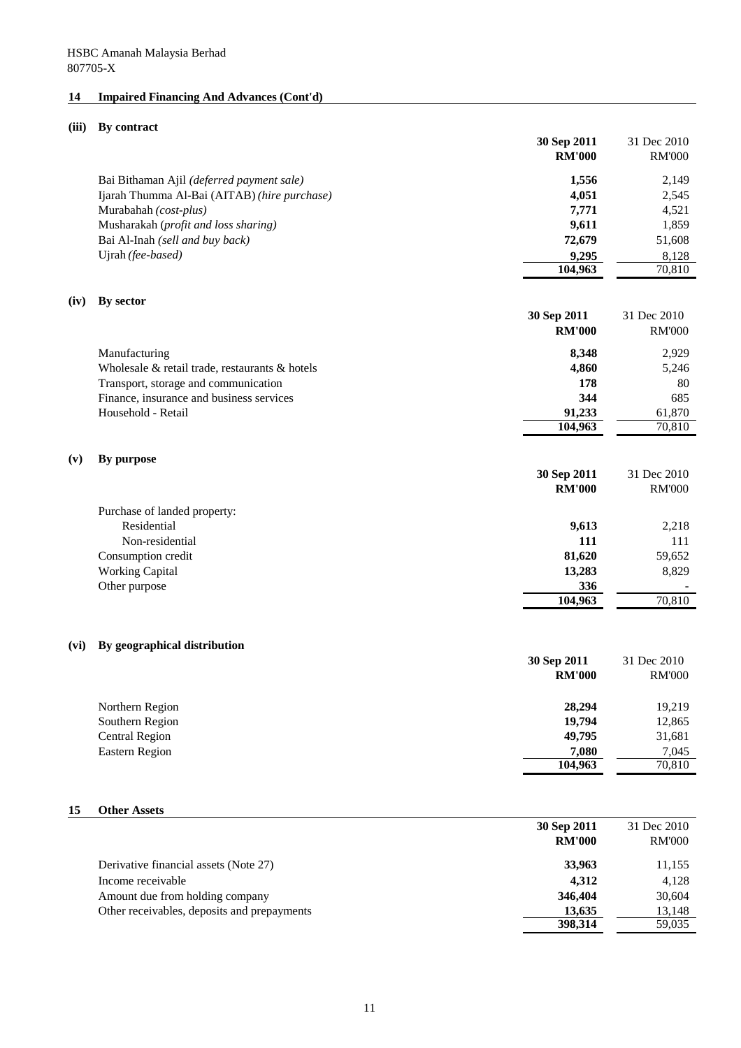HSBC Amanah Malaysia Berhad
807705-X

## 14 Impaired Financing And Advances (Cont'd)

### (iii) By contract

| | 30 Sep 2011 RM'000 | 31 Dec 2010 RM'000 |
|---|---|---|
| Bai Bithaman Ajil *(deferred payment sale)* | **1,556** | 2,149 |
| Ijarah Thumma Al-Bai (AITAB) *(hire purchase)* | **4,051** | 2,545 |
| Murabahah *(cost-plus)* | **7,771** | 4,521 |
| Musharakah *(profit and loss sharing)* | **9,611** | 1,859 |
| Bai Al-Inah *(sell and buy back)* | **72,679** | 51,608 |
| Ujrah *(fee-based)* | **9,295** | 8,128 |
| | **104,963** | 70,810 |

### (iv) By sector

| | 30 Sep 2011 RM'000 | 31 Dec 2010 RM'000 |
|---|---|---|
| Manufacturing | **8,348** | 2,929 |
| Wholesale & retail trade, restaurants & hotels | **4,860** | 5,246 |
| Transport, storage and communication | **178** | 80 |
| Finance, insurance and business services | **344** | 685 |
| Household - Retail | **91,233** | 61,870 |
| | **104,963** | 70,810 |

### (v) By purpose

| | 30 Sep 2011 RM'000 | 31 Dec 2010 RM'000 |
|---|---|---|
| Purchase of landed property: | | |
| Residential | **9,613** | 2,218 |
| Non-residential | **111** | 111 |
| Consumption credit | **81,620** | 59,652 |
| Working Capital | **13,283** | 8,829 |
| Other purpose | **336** | - |
| | **104,963** | 70,810 |

### (vi) By geographical distribution

| | 30 Sep 2011 RM'000 | 31 Dec 2010 RM'000 |
|---|---|---|
| Northern Region | **28,294** | 19,219 |
| Southern Region | **19,794** | 12,865 |
| Central Region | **49,795** | 31,681 |
| Eastern Region | **7,080** | 7,045 |
| | **104,963** | 70,810 |

## 15 Other Assets

| | 30 Sep 2011 RM'000 | 31 Dec 2010 RM'000 |
|---|---|---|
| Derivative financial assets (Note 27) | **33,963** | 11,155 |
| Income receivable | **4,312** | 4,128 |
| Amount due from holding company | **346,404** | 30,604 |
| Other receivables, deposits and prepayments | **13,635** | 13,148 |
| | **398,314** | 59,035 |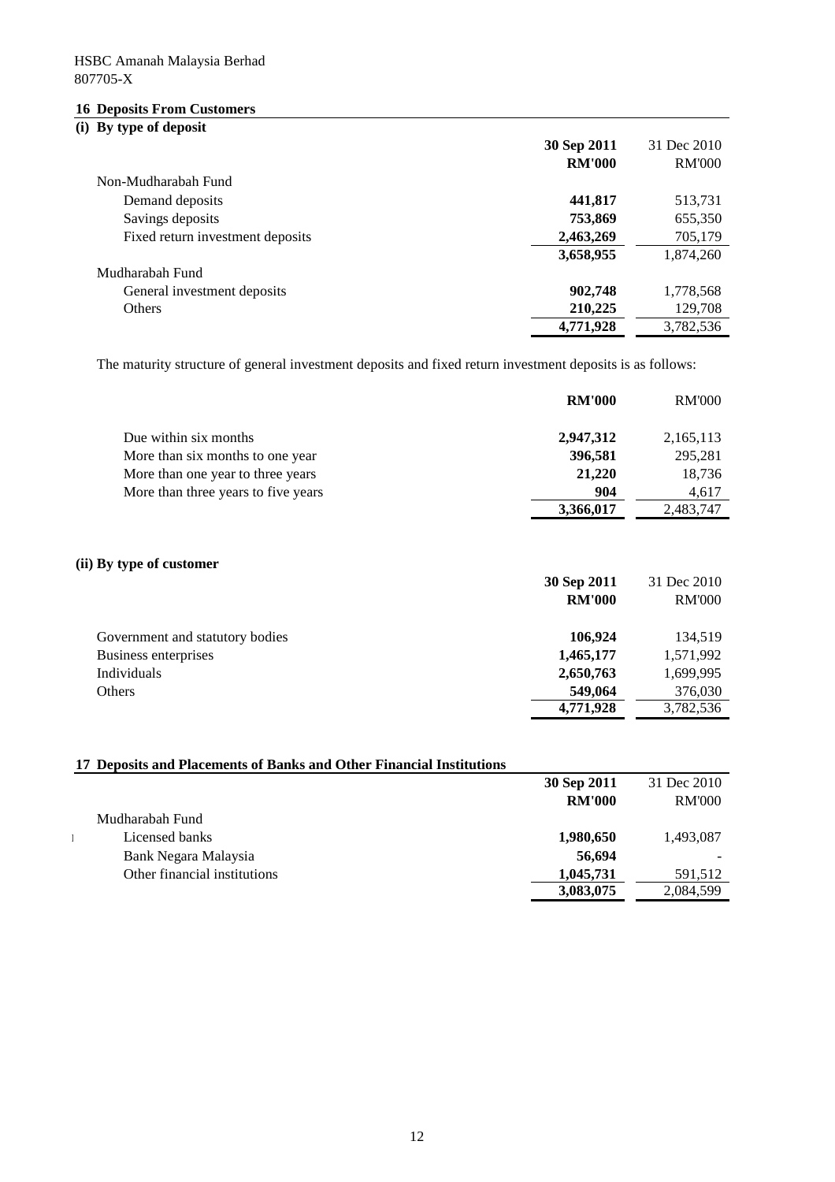HSBC Amanah Malaysia Berhad
807705-X

## 16 Deposits From Customers

### (i) By type of deposit

| | 30 Sep 2011 | 31 Dec 2010 |
|---|---|---|
| | RM'000 | RM'000 |
| Non-Mudharabah Fund | | |
| Demand deposits | 441,817 | 513,731 |
| Savings deposits | 753,869 | 655,350 |
| Fixed return investment deposits | 2,463,269 | 705,179 |
| | 3,658,955 | 1,874,260 |
| Mudharabah Fund | | |
| General investment deposits | 902,748 | 1,778,568 |
| Others | 210,225 | 129,708 |
| | 4,771,928 | 3,782,536 |

The maturity structure of general investment deposits and fixed return investment deposits is as follows:

| | RM'000 | RM'000 |
|---|---|---|
| Due within six months | 2,947,312 | 2,165,113 |
| More than six months to one year | 396,581 | 295,281 |
| More than one year to three years | 21,220 | 18,736 |
| More than three years to five years | 904 | 4,617 |
| | 3,366,017 | 2,483,747 |

### (ii) By type of customer

| | 30 Sep 2011 | 31 Dec 2010 |
|---|---|---|
| | RM'000 | RM'000 |
| Government and statutory bodies | 106,924 | 134,519 |
| Business enterprises | 1,465,177 | 1,571,992 |
| Individuals | 2,650,763 | 1,699,995 |
| Others | 549,064 | 376,030 |
| | 4,771,928 | 3,782,536 |

## 17 Deposits and Placements of Banks and Other Financial Institutions

| | 30 Sep 2011 | 31 Dec 2010 |
|---|---|---|
| | RM'000 | RM'000 |
| Mudharabah Fund | | |
| Licensed banks | 1,980,650 | 1,493,087 |
| Bank Negara Malaysia | 56,694 | - |
| Other financial institutions | 1,045,731 | 591,512 |
| | 3,083,075 | 2,084,599 |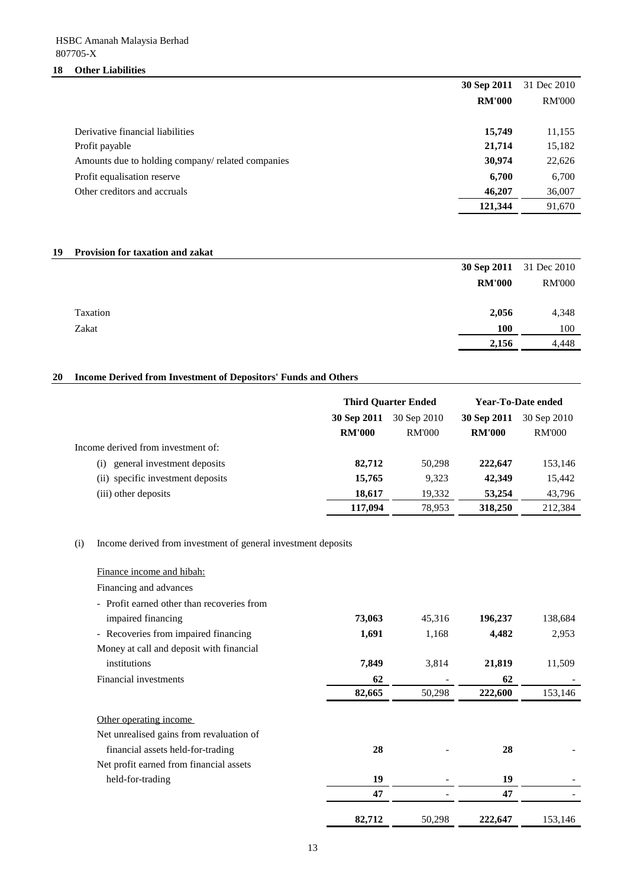HSBC Amanah Malaysia Berhad
807705-X

## 18 Other Liabilities

| | 30 Sep 2011 | 31 Dec 2010 |
|---|---|---|
| | RM'000 | RM'000 |
| Derivative financial liabilities | **15,749** | 11,155 |
| Profit payable | **21,714** | 15,182 |
| Amounts due to holding company/ related companies | **30,974** | 22,626 |
| Profit equalisation reserve | **6,700** | 6,700 |
| Other creditors and accruals | **46,207** | 36,007 |
| | **121,344** | 91,670 |

## 19 Provision for taxation and zakat

| | 30 Sep 2011 | 31 Dec 2010 |
|---|---|---|
| | RM'000 | RM'000 |
| Taxation | **2,056** | 4,348 |
| Zakat | **100** | 100 |
| | **2,156** | 4,448 |

## 20 Income Derived from Investment of Depositors' Funds and Others

| | Third Quarter Ended | | Year-To-Date ended | |
|---|---|---|---|---|
| | 30 Sep 2011 | 30 Sep 2010 | 30 Sep 2011 | 30 Sep 2010 |
| | RM'000 | RM'000 | RM'000 | RM'000 |
| Income derived from investment of: | | | | |
| (i) general investment deposits | **82,712** | 50,298 | **222,647** | 153,146 |
| (ii) specific investment deposits | **15,765** | 9,323 | **42,349** | 15,442 |
| (iii) other deposits | **18,617** | 19,332 | **53,254** | 43,796 |
| | **117,094** | 78,953 | **318,250** | 212,384 |

(i) Income derived from investment of general investment deposits

| | Third Quarter Ended | | Year-To-Date ended | |
|---|---|---|---|---|
| | 30 Sep 2011 | 30 Sep 2010 | 30 Sep 2011 | 30 Sep 2010 |
| | RM'000 | RM'000 | RM'000 | RM'000 |
| Finance income and hibah: | | | | |
| Financing and advances | | | | |
| - Profit earned other than recoveries from impaired financing | **73,063** | 45,316 | **196,237** | 138,684 |
| - Recoveries from impaired financing | **1,691** | 1,168 | **4,482** | 2,953 |
| Money at call and deposit with financial institutions | **7,849** | 3,814 | **21,819** | 11,509 |
| Financial investments | **62** | - | **62** | - |
| | **82,665** | 50,298 | **222,600** | 153,146 |
| Other operating income | | | | |
| Net unrealised gains from revaluation of financial assets held-for-trading | **28** | - | **28** | - |
| Net profit earned from financial assets held-for-trading | **19** | - | **19** | - |
| | **47** | - | **47** | - |
| | **82,712** | 50,298 | **222,647** | 153,146 |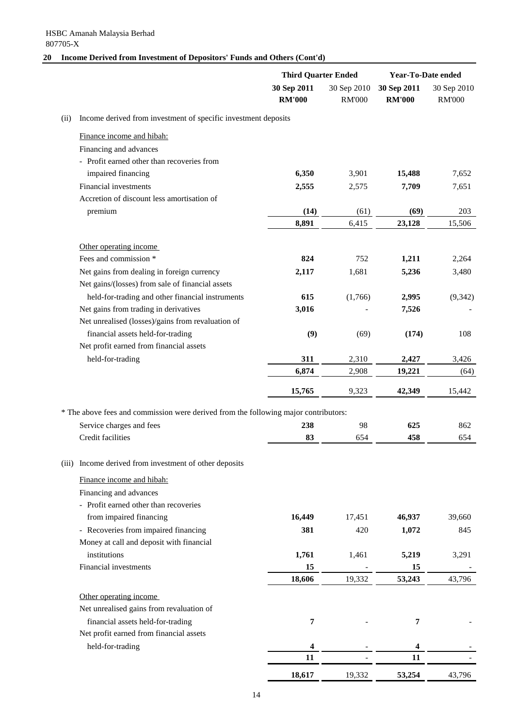HSBC Amanah Malaysia Berhad
807705-X

## 20 Income Derived from Investment of Depositors' Funds and Others (Cont'd)

| | Third Quarter Ended | | Year-To-Date ended | |
|---|---|---|---|---|
| | **30 Sep 2011** | 30 Sep 2010 | **30 Sep 2011** | 30 Sep 2010 |
| | **RM'000** | RM'000 | **RM'000** | RM'000 |
| **(ii) Income derived from investment of specific investment deposits** | | | | |
| Finance income and hibah: | | | | |
| Financing and advances | | | | |
| - Profit earned other than recoveries from impaired financing | **6,350** | 3,901 | **15,488** | 7,652 |
| Financial investments | **2,555** | 2,575 | **7,709** | 7,651 |
| Accretion of discount less amortisation of premium | **(14)** | (61) | **(69)** | 203 |
| | **8,891** | 6,415 | **23,128** | 15,506 |
| Other operating income | | | | |
| Fees and commission * | **824** | 752 | **1,211** | 2,264 |
| Net gains from dealing in foreign currency | **2,117** | 1,681 | **5,236** | 3,480 |
| Net gains/(losses) from sale of financial assets held-for-trading and other financial instruments | **615** | (1,766) | **2,995** | (9,342) |
| Net gains from trading in derivatives | **3,016** | - | **7,526** | - |
| Net unrealised (losses)/gains from revaluation of financial assets held-for-trading | **(9)** | (69) | **(174)** | 108 |
| Net profit earned from financial assets held-for-trading | **311** | 2,310 | **2,427** | 3,426 |
| | **6,874** | 2,908 | **19,221** | (64) |
| | **15,765** | 9,323 | **42,349** | 15,442 |
| * The above fees and commission were derived from the following major contributors: | | | | |
| Service charges and fees | **238** | 98 | **625** | 862 |
| Credit facilities | **83** | 654 | **458** | 654 |
| **(iii) Income derived from investment of other deposits** | | | | |
| Finance income and hibah: | | | | |
| Financing and advances | | | | |
| - Profit earned other than recoveries from impaired financing | **16,449** | 17,451 | **46,937** | 39,660 |
| - Recoveries from impaired financing | **381** | 420 | **1,072** | 845 |
| Money at call and deposit with financial institutions | **1,761** | 1,461 | **5,219** | 3,291 |
| Financial investments | **15** | - | **15** | - |
| | **18,606** | 19,332 | **53,243** | 43,796 |
| Other operating income | | | | |
| Net unrealised gains from revaluation of financial assets held-for-trading | **7** | - | **7** | - |
| Net profit earned from financial assets held-for-trading | **4** | - | **4** | - |
| | **11** | - | **11** | - |
| | **18,617** | 19,332 | **53,254** | 43,796 |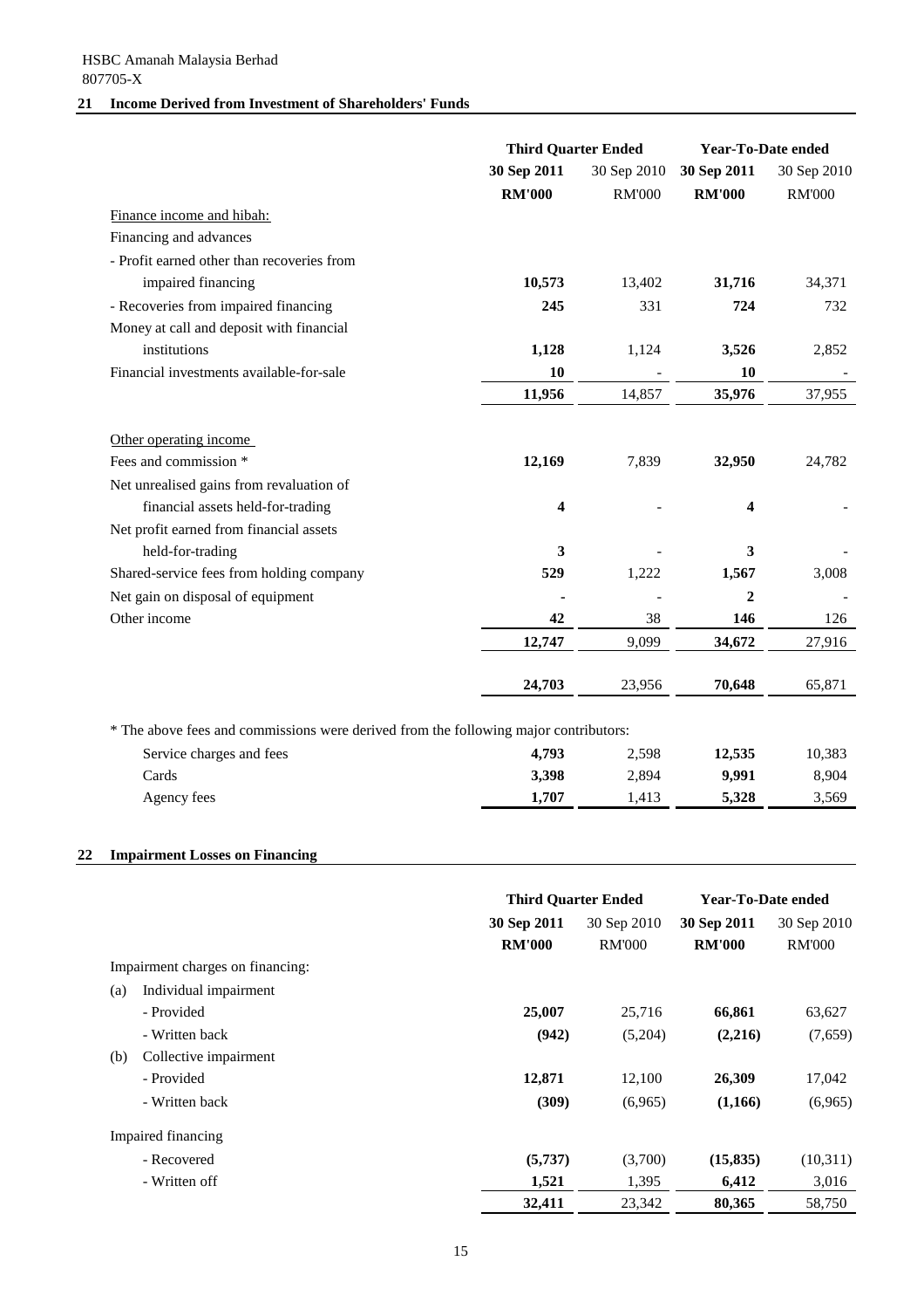HSBC Amanah Malaysia Berhad
807705-X

## 21 Income Derived from Investment of Shareholders' Funds

| | Third Quarter Ended | | Year-To-Date ended | |
|---|---|---|---|---|
| | **30 Sep 2011** | 30 Sep 2010 | **30 Sep 2011** | 30 Sep 2010 |
| | **RM'000** | RM'000 | **RM'000** | RM'000 |
| Finance income and hibah: | | | | |
| Financing and advances | | | | |
| - Profit earned other than recoveries from impaired financing | **10,573** | 13,402 | **31,716** | 34,371 |
| - Recoveries from impaired financing | **245** | 331 | **724** | 732 |
| Money at call and deposit with financial institutions | **1,128** | 1,124 | **3,526** | 2,852 |
| Financial investments available-for-sale | **10** | - | **10** | - |
| | **11,956** | 14,857 | **35,976** | 37,955 |
| Other operating income | | | | |
| Fees and commission * | **12,169** | 7,839 | **32,950** | 24,782 |
| Net unrealised gains from revaluation of financial assets held-for-trading | **4** | - | **4** | - |
| Net profit earned from financial assets held-for-trading | **3** | - | **3** | - |
| Shared-service fees from holding company | **529** | 1,222 | **1,567** | 3,008 |
| Net gain on disposal of equipment | **-** | - | **2** | - |
| Other income | **42** | 38 | **146** | 126 |
| | **12,747** | 9,099 | **34,672** | 27,916 |
| | **24,703** | 23,956 | **70,648** | 65,871 |

* The above fees and commissions were derived from the following major contributors:

| | | | | |
|---|---|---|---|---|
| Service charges and fees | **4,793** | 2,598 | **12,535** | 10,383 |
| Cards | **3,398** | 2,894 | **9,991** | 8,904 |
| Agency fees | **1,707** | 1,413 | **5,328** | 3,569 |

## 22 Impairment Losses on Financing

| | Third Quarter Ended | | Year-To-Date ended | |
|---|---|---|---|---|
| | **30 Sep 2011** | 30 Sep 2010 | **30 Sep 2011** | 30 Sep 2010 |
| | **RM'000** | RM'000 | **RM'000** | RM'000 |
| Impairment charges on financing: | | | | |
| (a) Individual impairment | | | | |
| - Provided | **25,007** | 25,716 | **66,861** | 63,627 |
| - Written back | **(942)** | (5,204) | **(2,216)** | (7,659) |
| (b) Collective impairment | | | | |
| - Provided | **12,871** | 12,100 | **26,309** | 17,042 |
| - Written back | **(309)** | (6,965) | **(1,166)** | (6,965) |
| Impaired financing | | | | |
| - Recovered | **(5,737)** | (3,700) | **(15,835)** | (10,311) |
| - Written off | **1,521** | 1,395 | **6,412** | 3,016 |
| | **32,411** | 23,342 | **80,365** | 58,750 |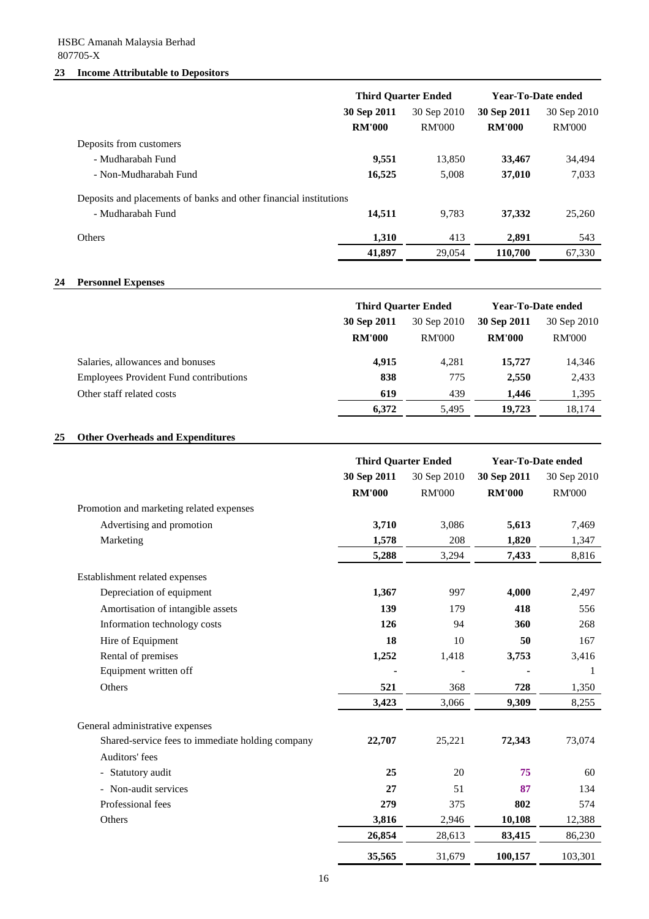HSBC Amanah Malaysia Berhad
807705-X

## 23 Income Attributable to Depositors

| | Third Quarter Ended | | Year-To-Date ended | |
|---|---|---|---|---|
| | **30 Sep 2011** | 30 Sep 2010 | **30 Sep 2011** | 30 Sep 2010 |
| | **RM'000** | RM'000 | **RM'000** | RM'000 |
| Deposits from customers | | | | |
| - Mudharabah Fund | **9,551** | 13,850 | **33,467** | 34,494 |
| - Non-Mudharabah Fund | **16,525** | 5,008 | **37,010** | 7,033 |
| Deposits and placements of banks and other financial institutions | | | | |
| - Mudharabah Fund | **14,511** | 9,783 | **37,332** | 25,260 |
| Others | **1,310** | 413 | **2,891** | 543 |
| | **41,897** | 29,054 | **110,700** | 67,330 |

## 24 Personnel Expenses

| | Third Quarter Ended | | Year-To-Date ended | |
|---|---|---|---|---|
| | **30 Sep 2011** | 30 Sep 2010 | **30 Sep 2011** | 30 Sep 2010 |
| | **RM'000** | RM'000 | **RM'000** | RM'000 |
| Salaries, allowances and bonuses | **4,915** | 4,281 | **15,727** | 14,346 |
| Employees Provident Fund contributions | **838** | 775 | **2,550** | 2,433 |
| Other staff related costs | **619** | 439 | **1,446** | 1,395 |
| | **6,372** | 5,495 | **19,723** | 18,174 |

## 25 Other Overheads and Expenditures

| | Third Quarter Ended | | Year-To-Date ended | |
|---|---|---|---|---|
| | **30 Sep 2011** | 30 Sep 2010 | **30 Sep 2011** | 30 Sep 2010 |
| | **RM'000** | RM'000 | **RM'000** | RM'000 |
| Promotion and marketing related expenses | | | | |
| Advertising and promotion | **3,710** | 3,086 | **5,613** | 7,469 |
| Marketing | **1,578** | 208 | **1,820** | 1,347 |
| | **5,288** | 3,294 | **7,433** | 8,816 |
| Establishment related expenses | | | | |
| Depreciation of equipment | **1,367** | 997 | **4,000** | 2,497 |
| Amortisation of intangible assets | **139** | 179 | **418** | 556 |
| Information technology costs | **126** | 94 | **360** | 268 |
| Hire of Equipment | **18** | 10 | **50** | 167 |
| Rental of premises | **1,252** | 1,418 | **3,753** | 3,416 |
| Equipment written off | **-** | - | **-** | 1 |
| Others | **521** | 368 | **728** | 1,350 |
| | **3,423** | 3,066 | **9,309** | 8,255 |
| General administrative expenses | | | | |
| Shared-service fees to immediate holding company | **22,707** | 25,221 | **72,343** | 73,074 |
| Auditors' fees | | | | |
| - Statutory audit | **25** | 20 | **75** | 60 |
| - Non-audit services | **27** | 51 | **87** | 134 |
| Professional fees | **279** | 375 | **802** | 574 |
| Others | **3,816** | 2,946 | **10,108** | 12,388 |
| | **26,854** | 28,613 | **83,415** | 86,230 |
| | **35,565** | 31,679 | **100,157** | 103,301 |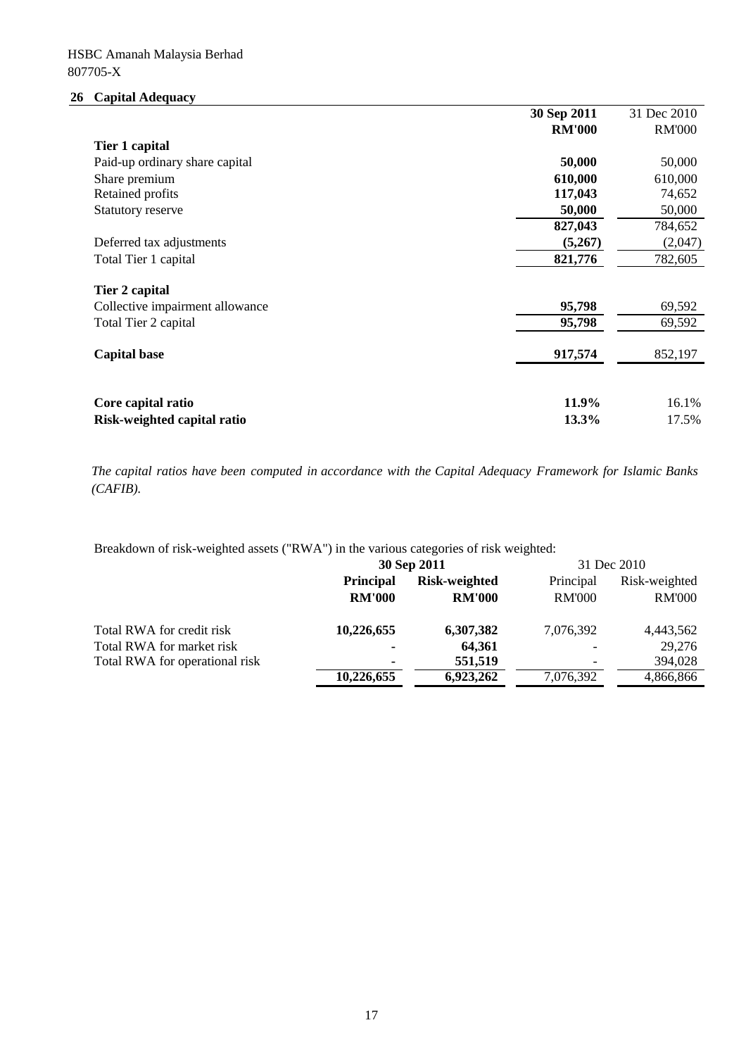HSBC Amanah Malaysia Berhad
807705-X

## 26 Capital Adequacy

| | 30 Sep 2011 | 31 Dec 2010 |
|---|---|---|
| | **RM'000** | RM'000 |
| **Tier 1 capital** | | |
| Paid-up ordinary share capital | **50,000** | 50,000 |
| Share premium | **610,000** | 610,000 |
| Retained profits | **117,043** | 74,652 |
| Statutory reserve | **50,000** | 50,000 |
| | **827,043** | 784,652 |
| Deferred tax adjustments | **(5,267)** | (2,047) |
| Total Tier 1 capital | **821,776** | 782,605 |
| **Tier 2 capital** | | |
| Collective impairment allowance | **95,798** | 69,592 |
| Total Tier 2 capital | **95,798** | 69,592 |
| **Capital base** | **917,574** | 852,197 |
| **Core capital ratio** | **11.9%** | 16.1% |
| **Risk-weighted capital ratio** | **13.3%** | 17.5% |

*The capital ratios have been computed in accordance with the Capital Adequacy Framework for Islamic Banks (CAFIB).*

Breakdown of risk-weighted assets ("RWA") in the various categories of risk weighted:

| | 30 Sep 2011 | | 31 Dec 2010 | |
|---|---|---|---|---|
| | **Principal** | **Risk-weighted** | Principal | Risk-weighted |
| | **RM'000** | **RM'000** | RM'000 | RM'000 |
| Total RWA for credit risk | **10,226,655** | **6,307,382** | 7,076,392 | 4,443,562 |
| Total RWA for market risk | **-** | **64,361** | - | 29,276 |
| Total RWA for operational risk | **-** | **551,519** | - | 394,028 |
| | **10,226,655** | **6,923,262** | 7,076,392 | 4,866,866 |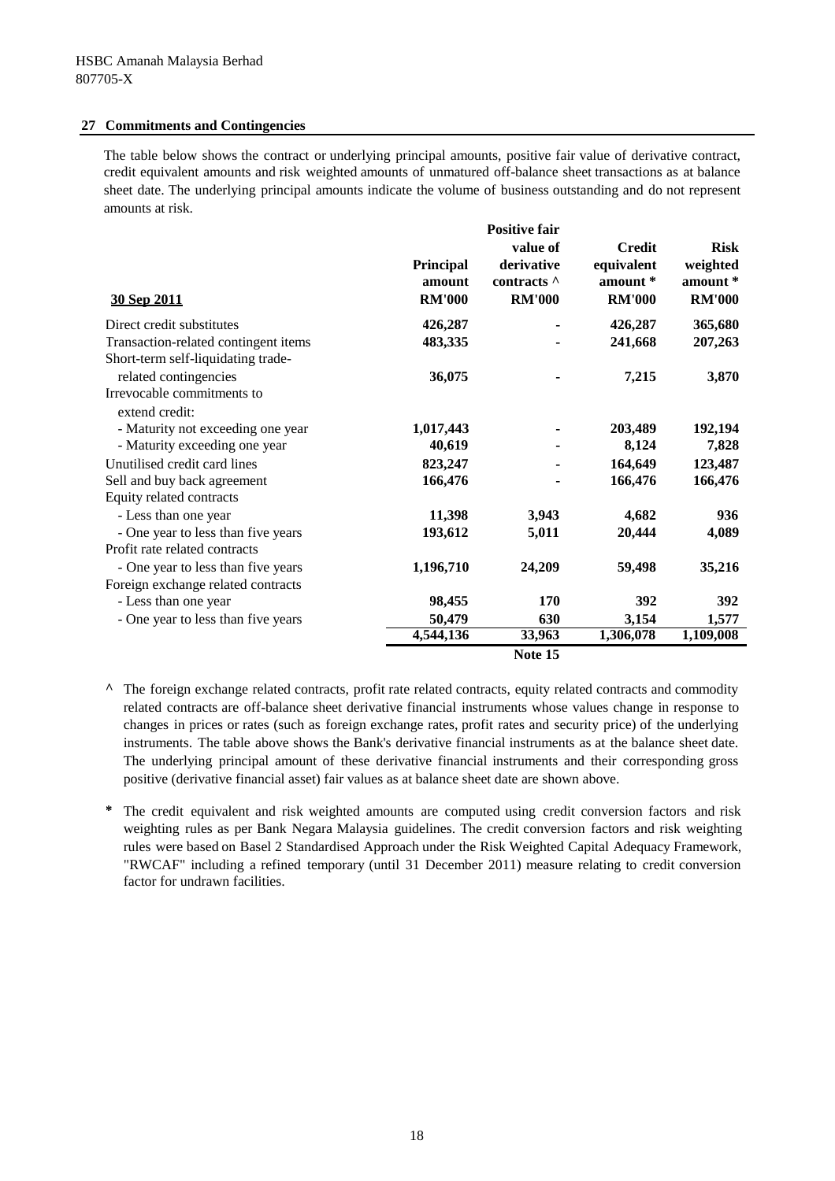HSBC Amanah Malaysia Berhad
807705-X

## 27 Commitments and Contingencies

The table below shows the contract or underlying principal amounts, positive fair value of derivative contract, credit equivalent amounts and risk weighted amounts of unmatured off-balance sheet transactions as at balance sheet date. The underlying principal amounts indicate the volume of business outstanding and do not represent amounts at risk.

| 30 Sep 2011 | Principal amount RM'000 | Positive fair value of derivative contracts ^ RM'000 | Credit equivalent amount * RM'000 | Risk weighted amount * RM'000 |
|---|---|---|---|---|
| Direct credit substitutes | 426,287 | - | 426,287 | 365,680 |
| Transaction-related contingent items | 483,335 | - | 241,668 | 207,263 |
| Short-term self-liquidating trade-related contingencies | 36,075 | - | 7,215 | 3,870 |
| Irrevocable commitments to extend credit: | | | | |
| - Maturity not exceeding one year | 1,017,443 | - | 203,489 | 192,194 |
| - Maturity exceeding one year | 40,619 | - | 8,124 | 7,828 |
| Unutilised credit card lines | 823,247 | - | 164,649 | 123,487 |
| Sell and buy back agreement | 166,476 | - | 166,476 | 166,476 |
| Equity related contracts | | | | |
| - Less than one year | 11,398 | 3,943 | 4,682 | 936 |
| - One year to less than five years | 193,612 | 5,011 | 20,444 | 4,089 |
| Profit rate related contracts | | | | |
| - One year to less than five years | 1,196,710 | 24,209 | 59,498 | 35,216 |
| Foreign exchange related contracts | | | | |
| - Less than one year | 98,455 | 170 | 392 | 392 |
| - One year to less than five years | 50,479 | 630 | 3,154 | 1,577 |
| | 4,544,136 | 33,963 | 1,306,078 | 1,109,008 |
| | | Note 15 | | |

^ The foreign exchange related contracts, profit rate related contracts, equity related contracts and commodity related contracts are off-balance sheet derivative financial instruments whose values change in response to changes in prices or rates (such as foreign exchange rates, profit rates and security price) of the underlying instruments. The table above shows the Bank's derivative financial instruments as at the balance sheet date. The underlying principal amount of these derivative financial instruments and their corresponding gross positive (derivative financial asset) fair values as at balance sheet date are shown above.

* The credit equivalent and risk weighted amounts are computed using credit conversion factors and risk weighting rules as per Bank Negara Malaysia guidelines. The credit conversion factors and risk weighting rules were based on Basel 2 Standardised Approach under the Risk Weighted Capital Adequacy Framework, "RWCAF" including a refined temporary (until 31 December 2011) measure relating to credit conversion factor for undrawn facilities.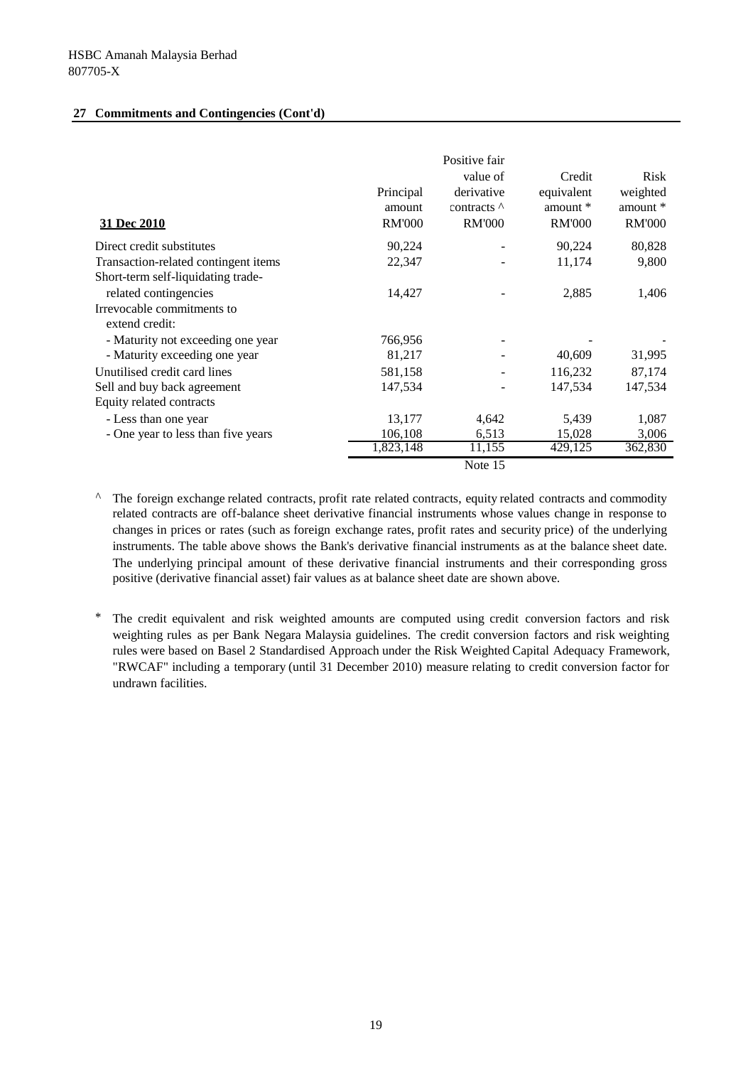HSBC Amanah Malaysia Berhad
807705-X

## 27 Commitments and Contingencies (Cont'd)

| 31 Dec 2010 | Principal amount RM'000 | Positive fair value of derivative contracts ^ RM'000 | Credit equivalent amount * RM'000 | Risk weighted amount * RM'000 |
|---|---|---|---|---|
| Direct credit substitutes | 90,224 | - | 90,224 | 80,828 |
| Transaction-related contingent items | 22,347 | - | 11,174 | 9,800 |
| Short-term self-liquidating trade-related contingencies | 14,427 | - | 2,885 | 1,406 |
| Irrevocable commitments to extend credit: | | | | |
| - Maturity not exceeding one year | 766,956 | - | - | - |
| - Maturity exceeding one year | 81,217 | - | 40,609 | 31,995 |
| Unutilised credit card lines | 581,158 | - | 116,232 | 87,174 |
| Sell and buy back agreement | 147,534 | - | 147,534 | 147,534 |
| Equity related contracts | | | | |
| - Less than one year | 13,177 | 4,642 | 5,439 | 1,087 |
| - One year to less than five years | 106,108 | 6,513 | 15,028 | 3,006 |
| | 1,823,148 | 11,155 | 429,125 | 362,830 |
| | | Note 15 | | |

^ The foreign exchange related contracts, profit rate related contracts, equity related contracts and commodity related contracts are off-balance sheet derivative financial instruments whose values change in response to changes in prices or rates (such as foreign exchange rates, profit rates and security price) of the underlying instruments. The table above shows the Bank's derivative financial instruments as at the balance sheet date. The underlying principal amount of these derivative financial instruments and their corresponding gross positive (derivative financial asset) fair values as at balance sheet date are shown above.

* The credit equivalent and risk weighted amounts are computed using credit conversion factors and risk weighting rules as per Bank Negara Malaysia guidelines. The credit conversion factors and risk weighting rules were based on Basel 2 Standardised Approach under the Risk Weighted Capital Adequacy Framework, "RWCAF" including a temporary (until 31 December 2010) measure relating to credit conversion factor for undrawn facilities.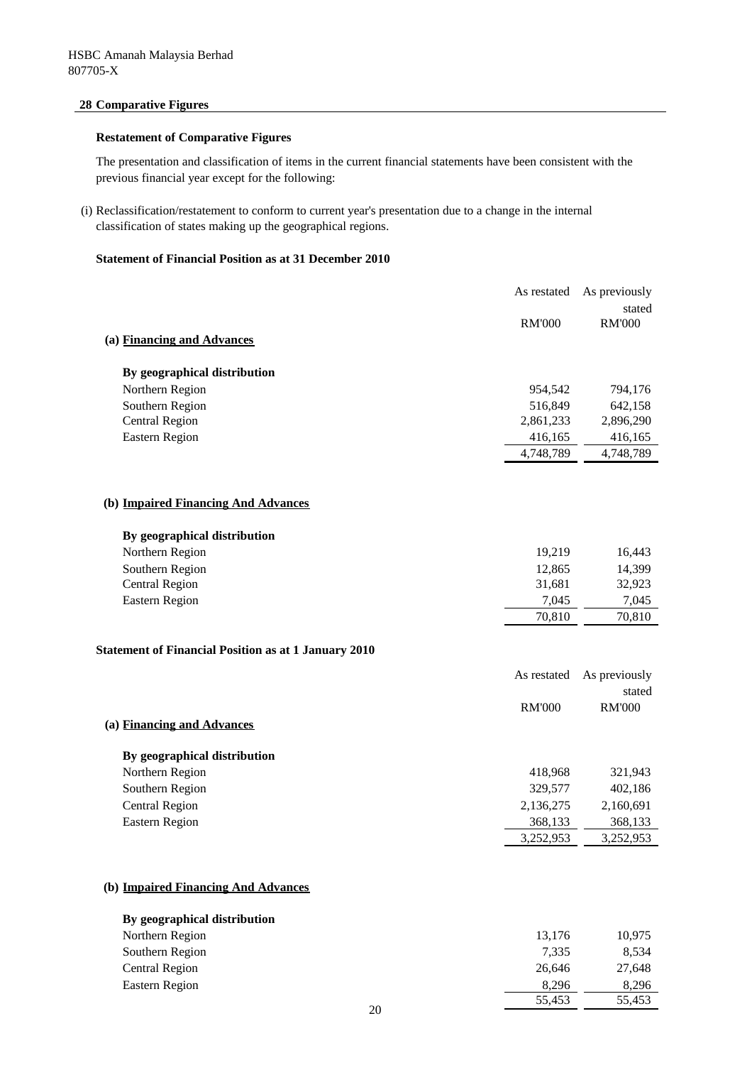HSBC Amanah Malaysia Berhad
807705-X

## 28 Comparative Figures

### Restatement of Comparative Figures

The presentation and classification of items in the current financial statements have been consistent with the previous financial year except for the following:

(i) Reclassification/restatement to conform to current year's presentation due to a change in the internal classification of states making up the geographical regions.

**Statement of Financial Position as at 31 December 2010**

| | As restated | As previously stated |
|---|---|---|
| | RM'000 | RM'000 |
| **(a) Financing and Advances** | | |
| **By geographical distribution** | | |
| Northern Region | 954,542 | 794,176 |
| Southern Region | 516,849 | 642,158 |
| Central Region | 2,861,233 | 2,896,290 |
| Eastern Region | 416,165 | 416,165 |
| | 4,748,789 | 4,748,789 |
| **(b) Impaired Financing And Advances** | | |
| **By geographical distribution** | | |
| Northern Region | 19,219 | 16,443 |
| Southern Region | 12,865 | 14,399 |
| Central Region | 31,681 | 32,923 |
| Eastern Region | 7,045 | 7,045 |
| | 70,810 | 70,810 |

**Statement of Financial Position as at 1 January 2010**

| | As restated | As previously stated |
|---|---|---|
| | RM'000 | RM'000 |
| **(a) Financing and Advances** | | |
| **By geographical distribution** | | |
| Northern Region | 418,968 | 321,943 |
| Southern Region | 329,577 | 402,186 |
| Central Region | 2,136,275 | 2,160,691 |
| Eastern Region | 368,133 | 368,133 |
| | 3,252,953 | 3,252,953 |
| **(b) Impaired Financing And Advances** | | |
| **By geographical distribution** | | |
| Northern Region | 13,176 | 10,975 |
| Southern Region | 7,335 | 8,534 |
| Central Region | 26,646 | 27,648 |
| Eastern Region | 8,296 | 8,296 |
| | 55,453 | 55,453 |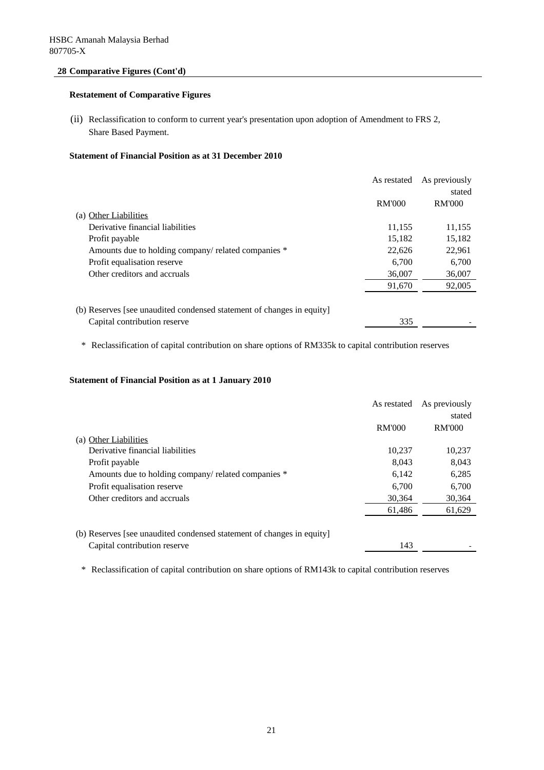HSBC Amanah Malaysia Berhad
807705-X

## 28 Comparative Figures (Cont'd)

### Restatement of Comparative Figures

(ii) Reclassification to conform to current year's presentation upon adoption of Amendment to FRS 2, Share Based Payment.

**Statement of Financial Position as at 31 December 2010**

| | As restated | As previously stated |
|---|---|---|
| | RM'000 | RM'000 |
| (a) Other Liabilities | | |
| Derivative financial liabilities | 11,155 | 11,155 |
| Profit payable | 15,182 | 15,182 |
| Amounts due to holding company/ related companies * | 22,626 | 22,961 |
| Profit equalisation reserve | 6,700 | 6,700 |
| Other creditors and accruals | 36,007 | 36,007 |
| | 91,670 | 92,005 |
| (b) Reserves [see unaudited condensed statement of changes in equity] | | |
| Capital contribution reserve | 335 | - |

\* Reclassification of capital contribution on share options of RM335k to capital contribution reserves

**Statement of Financial Position as at 1 January 2010**

| | As restated | As previously stated |
|---|---|---|
| | RM'000 | RM'000 |
| (a) Other Liabilities | | |
| Derivative financial liabilities | 10,237 | 10,237 |
| Profit payable | 8,043 | 8,043 |
| Amounts due to holding company/ related companies * | 6,142 | 6,285 |
| Profit equalisation reserve | 6,700 | 6,700 |
| Other creditors and accruals | 30,364 | 30,364 |
| | 61,486 | 61,629 |
| (b) Reserves [see unaudited condensed statement of changes in equity] | | |
| Capital contribution reserve | 143 | - |

\* Reclassification of capital contribution on share options of RM143k to capital contribution reserves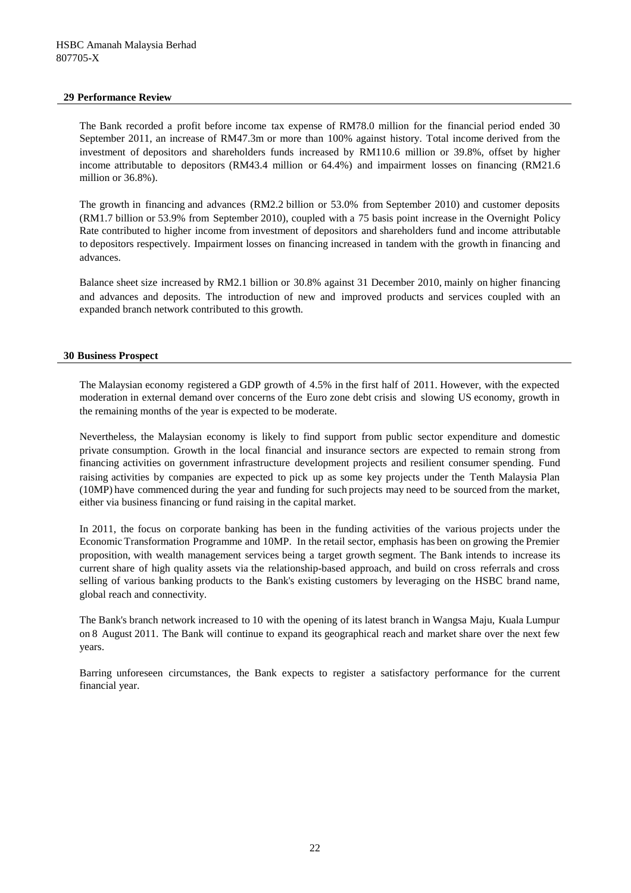## 29 Performance Review

The Bank recorded a profit before income tax expense of RM78.0 million for the financial period ended 30 September 2011, an increase of RM47.3m or more than 100% against history. Total income derived from the investment of depositors and shareholders funds increased by RM110.6 million or 39.8%, offset by higher income attributable to depositors (RM43.4 million or 64.4%) and impairment losses on financing (RM21.6 million or 36.8%).

The growth in financing and advances (RM2.2 billion or 53.0% from September 2010) and customer deposits (RM1.7 billion or 53.9% from September 2010), coupled with a 75 basis point increase in the Overnight Policy Rate contributed to higher income from investment of depositors and shareholders fund and income attributable to depositors respectively. Impairment losses on financing increased in tandem with the growth in financing and advances.

Balance sheet size increased by RM2.1 billion or 30.8% against 31 December 2010, mainly on higher financing and advances and deposits. The introduction of new and improved products and services coupled with an expanded branch network contributed to this growth.

## 30 Business Prospect

The Malaysian economy registered a GDP growth of 4.5% in the first half of 2011. However, with the expected moderation in external demand over concerns of the Euro zone debt crisis and slowing US economy, growth in the remaining months of the year is expected to be moderate.

Nevertheless, the Malaysian economy is likely to find support from public sector expenditure and domestic private consumption. Growth in the local financial and insurance sectors are expected to remain strong from financing activities on government infrastructure development projects and resilient consumer spending. Fund raising activities by companies are expected to pick up as some key projects under the Tenth Malaysia Plan (10MP) have commenced during the year and funding for such projects may need to be sourced from the market, either via business financing or fund raising in the capital market.

In 2011, the focus on corporate banking has been in the funding activities of the various projects under the Economic Transformation Programme and 10MP. In the retail sector, emphasis has been on growing the Premier proposition, with wealth management services being a target growth segment. The Bank intends to increase its current share of high quality assets via the relationship-based approach, and build on cross referrals and cross selling of various banking products to the Bank's existing customers by leveraging on the HSBC brand name, global reach and connectivity.

The Bank's branch network increased to 10 with the opening of its latest branch in Wangsa Maju, Kuala Lumpur on 8 August 2011. The Bank will continue to expand its geographical reach and market share over the next few years.

Barring unforeseen circumstances, the Bank expects to register a satisfactory performance for the current financial year.